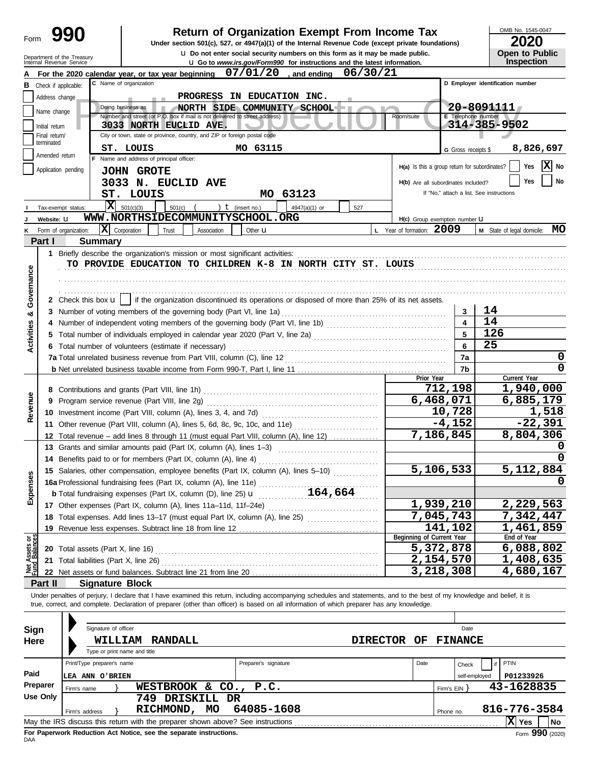Form **990**

# Return of Organization Exempt From Income Tax

**Under section 501(c), 527, or 4947(a)(1) of the Internal Revenue Code (except private foundations)**

u Do not enter social security numbers on this form as it may be made public.

u Go to *www.irs.gov/Form990* for instructions and the latest information.

Department of the Treasury
Internal Revenue Service

OMB No. 1545-0047

**2020**

**Open to Public Inspection**

**A** For the 2020 calendar year, or tax year beginning 07/01/20, and ending 06/30/21

**B** Check if applicable:
- Address change
- Name change
- Initial return
- Final return/terminated
- Amended return
- Application pending

**C** Name of organization: PROGRESS IN EDUCATION INC.

Doing business as: NORTH SIDE COMMUNITY SCHOOL

Number and street (or P.O. box if mail is not delivered to street address): 3033 NORTH EUCLID AVE.

Room/suite:

City or town, state or province, country, and ZIP or foreign postal code: ST. LOUIS MO 63115

**D** Employer identification number: 20-8091111

**E** Telephone number: 314-385-9502

**G** Gross receipts $ 8,826,697

**F** Name and address of principal officer:
JOHN GROTE
3033 N. EUCLID AVE
ST. LOUIS MO 63123

H(a) Is this a group return for subordinates? Yes [ ] No [X]

H(b) Are all subordinates included? Yes [ ] No [ ]
If "No," attach a list. See instructions

**I** Tax-exempt status: [X] 501(c)(3) [ ] 501(c) ( ) t (insert no.) [ ] 4947(a)(1) or [ ] 527

**J** Website: u WWW.NORTHSIDECOMMUNITYSCHOOL.ORG

H(c) Group exemption number u

**K** Form of organization: [X] Corporation [ ] Trust [ ] Association [ ] Other u

**L** Year of formation: 2009

**M** State of legal domicile: MO

## Part I Summary

**Activities & Governance**

1 Briefly describe the organization's mission or most significant activities:
TO PROVIDE EDUCATION TO CHILDREN K-8 IN NORTH CITY ST. LOUIS

2 Check this box u [ ] if the organization discontinued its operations or disposed of more than 25% of its net assets.

| | | | |
|---|---|---|---|
| 3 | Number of voting members of the governing body (Part VI, line 1a) | 3 | 14 |
| 4 | Number of independent voting members of the governing body (Part VI, line 1b) | 4 | 14 |
| 5 | Total number of individuals employed in calendar year 2020 (Part V, line 2a) | 5 | 126 |
| 6 | Total number of volunteers (estimate if necessary) | 6 | 25 |
| 7a | Total unrelated business revenue from Part VIII, column (C), line 12 | 7a | 0 |
| b | Net unrelated business taxable income from Form 990-T, Part I, line 11 | 7b | 0 |

| | | Prior Year | Current Year |
|---|---|---|---|
| **Revenue** | | | |
| 8 | Contributions and grants (Part VIII, line 1h) | 712,198 | 1,940,000 |
| 9 | Program service revenue (Part VIII, line 2g) | 6,468,071 | 6,885,179 |
| 10 | Investment income (Part VIII, column (A), lines 3, 4, and 7d) | 10,728 | 1,518 |
| 11 | Other revenue (Part VIII, column (A), lines 5, 6d, 8c, 9c, 10c, and 11e) | -4,152 | -22,391 |
| 12 | Total revenue – add lines 8 through 11 (must equal Part VIII, column (A), line 12) | 7,186,845 | 8,804,306 |
| **Expenses** | | | |
| 13 | Grants and similar amounts paid (Part IX, column (A), lines 1–3) | | 0 |
| 14 | Benefits paid to or for members (Part IX, column (A), line 4) | | 0 |
| 15 | Salaries, other compensation, employee benefits (Part IX, column (A), lines 5–10) | 5,106,533 | 5,112,884 |
| 16a | Professional fundraising fees (Part IX, column (A), line 11e) | | 0 |
| b | Total fundraising expenses (Part IX, column (D), line 25) u 164,664 | | |
| 17 | Other expenses (Part IX, column (A), lines 11a–11d, 11f–24e) | 1,939,210 | 2,229,563 |
| 18 | Total expenses. Add lines 13–17 (must equal Part IX, column (A), line 25) | 7,045,743 | 7,342,447 |
| 19 | Revenue less expenses. Subtract line 18 from line 12 | 141,102 | 1,461,859 |
| **Net Assets or Fund Balances** | | **Beginning of Current Year** | **End of Year** |
| 20 | Total assets (Part X, line 16) | 5,372,878 | 6,088,802 |
| 21 | Total liabilities (Part X, line 26) | 2,154,570 | 1,408,635 |
| 22 | Net assets or fund balances. Subtract line 21 from line 20 | 3,218,308 | 4,680,167 |

## Part II Signature Block

Under penalties of perjury, I declare that I have examined this return, including accompanying schedules and statements, and to the best of my knowledge and belief, it is true, correct, and complete. Declaration of preparer (other than officer) is based on all information of which preparer has any knowledge.

**Sign Here**

Signature of officer | Date

WILLIAM RANDALL DIRECTOR OF FINANCE

Type or print name and title

**Paid Preparer Use Only**

| Print/Type preparer's name | Preparer's signature | Date | Check if self-employed | PTIN |
|---|---|---|---|---|
| LEA ANN O'BRIEN | | | | P01233926 |

Firm's name } WESTBROOK & CO., P.C. — Firm's EIN } 43-1628835

Firm's address } 749 DRISKILL DR, RICHMOND, MO 64085-1608 — Phone no. 816-776-3584

May the IRS discuss this return with the preparer shown above? See instructions [X] Yes [ ] No

**For Paperwork Reduction Act Notice, see the separate instructions.**

DAA Form **990** (2020)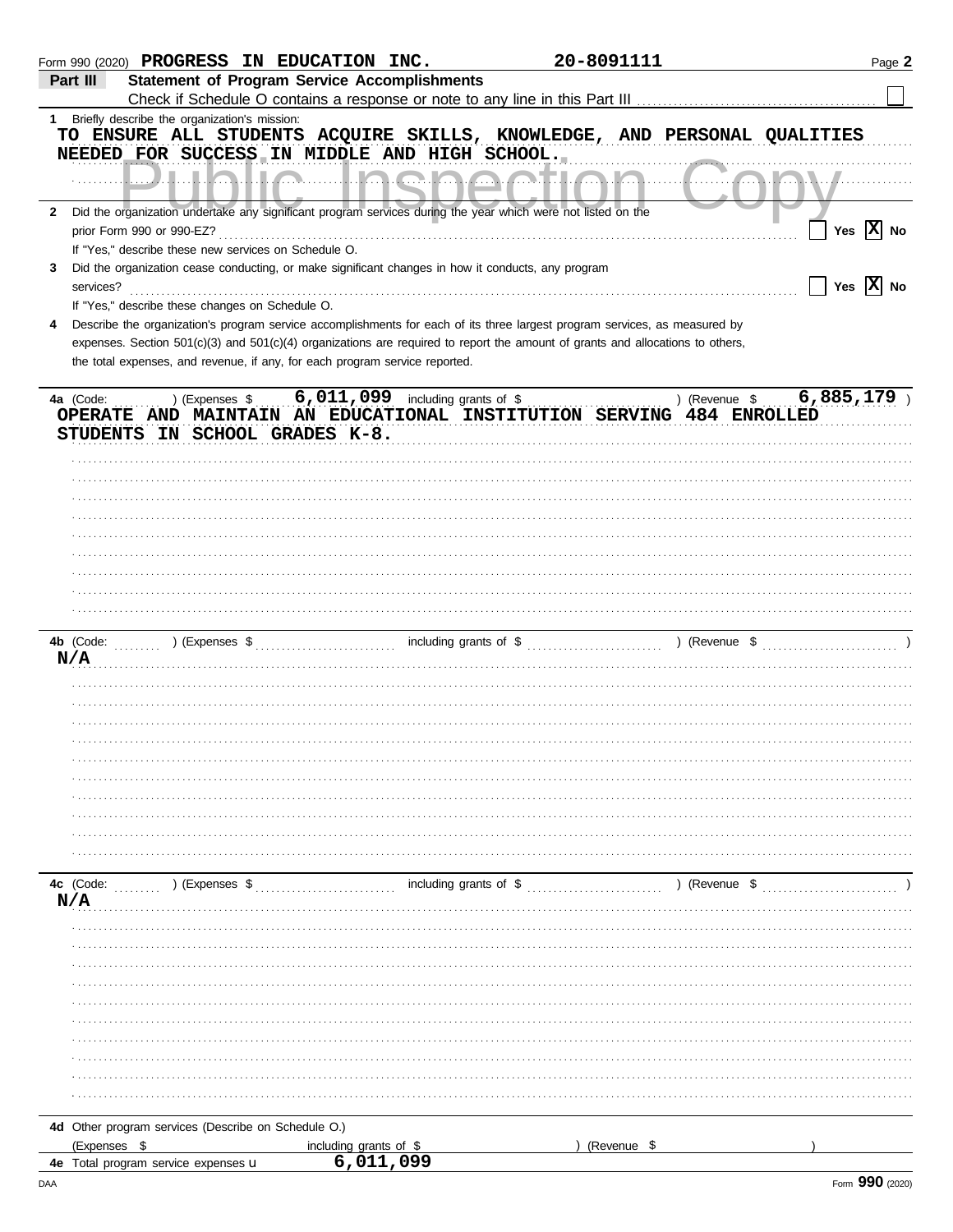Form 990 (2020) **PROGRESS IN EDUCATION INC.** **20-8091111**

## Part III Statement of Program Service Accomplishments

Check if Schedule O contains a response or note to any line in this Part III ☐

**1** Briefly describe the organization's mission:

TO ENSURE ALL STUDENTS ACQUIRE SKILLS, KNOWLEDGE, AND PERSONAL QUALITIES NEEDED FOR SUCCESS IN MIDDLE AND HIGH SCHOOL.

Public Inspection Copy

**2** Did the organization undertake any significant program services during the year which were not listed on the prior Form 990 or 990-EZ? ☐ Yes ☒ No

If "Yes," describe these new services on Schedule O.

**3** Did the organization cease conducting, or make significant changes in how it conducts, any program services? ☐ Yes ☒ No

If "Yes," describe these changes on Schedule O.

**4** Describe the organization's program service accomplishments for each of its three largest program services, as measured by expenses. Section 501(c)(3) and 501(c)(4) organizations are required to report the amount of grants and allocations to others, the total expenses, and revenue, if any, for each program service reported.

**4a** (Code: ) (Expenses $ 6,011,099 including grants of $ ) (Revenue $ 6,885,179 )

OPERATE AND MAINTAIN AN EDUCATIONAL INSTITUTION SERVING 484 ENROLLED STUDENTS IN SCHOOL GRADES K-8.

**4b** (Code: ) (Expenses $ including grants of $ ) (Revenue $ )

N/A

**4c** (Code: ) (Expenses $ including grants of $ ) (Revenue $ )

N/A

**4d** Other program services (Describe on Schedule O.)

(Expenses $ including grants of $ ) (Revenue $ )

**4e** Total program service expenses 6,011,099

Form **990** (2020)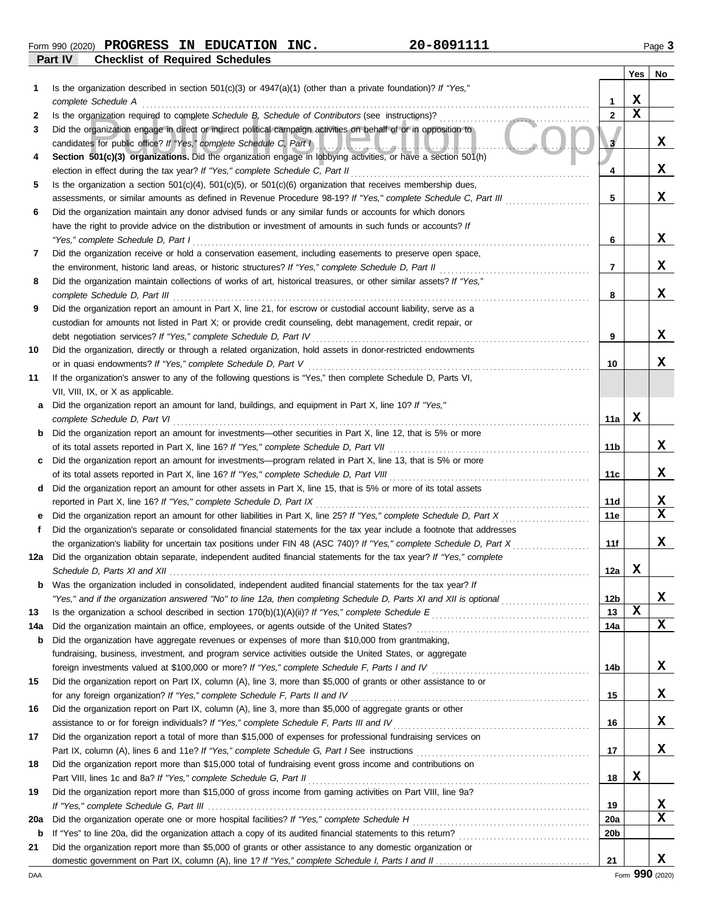Form 990 (2020) **PROGRESS IN EDUCATION INC.** **20-8091111** Page **3**

**Part IV Checklist of Required Schedules**

| | | | Yes | No |
|---|---|---|---|---|
| 1 | Is the organization described in section 501(c)(3) or 4947(a)(1) (other than a private foundation)? *If "Yes," complete Schedule A* | 1 | X | |
| 2 | Is the organization required to complete *Schedule B, Schedule of Contributors* (see instructions)? | 2 | X | |
| 3 | Did the organization engage in direct or indirect political campaign activities on behalf of or in opposition to candidates for public office? *If "Yes," complete Schedule C, Part I* | 3 | | X |
| 4 | **Section 501(c)(3) organizations.** Did the organization engage in lobbying activities, or have a section 501(h) election in effect during the tax year? *If "Yes," complete Schedule C, Part II* | 4 | | X |
| 5 | Is the organization a section 501(c)(4), 501(c)(5), or 501(c)(6) organization that receives membership dues, assessments, or similar amounts as defined in Revenue Procedure 98-19? *If "Yes," complete Schedule C, Part III* | 5 | | X |
| 6 | Did the organization maintain any donor advised funds or any similar funds or accounts for which donors have the right to provide advice on the distribution or investment of amounts in such funds or accounts? *If "Yes," complete Schedule D, Part I* | 6 | | X |
| 7 | Did the organization receive or hold a conservation easement, including easements to preserve open space, the environment, historic land areas, or historic structures? *If "Yes," complete Schedule D, Part II* | 7 | | X |
| 8 | Did the organization maintain collections of works of art, historical treasures, or other similar assets? *If "Yes," complete Schedule D, Part III* | 8 | | X |
| 9 | Did the organization report an amount in Part X, line 21, for escrow or custodial account liability, serve as a custodian for amounts not listed in Part X; or provide credit counseling, debt management, credit repair, or debt negotiation services? *If "Yes," complete Schedule D, Part IV* | 9 | | X |
| 10 | Did the organization, directly or through a related organization, hold assets in donor-restricted endowments or in quasi endowments? *If "Yes," complete Schedule D, Part V* | 10 | | X |
| 11 | If the organization's answer to any of the following questions is "Yes," then complete Schedule D, Parts VI, VII, VIII, IX, or X as applicable. | | | |
| a | Did the organization report an amount for land, buildings, and equipment in Part X, line 10? *If "Yes," complete Schedule D, Part VI* | 11a | X | |
| b | Did the organization report an amount for investments—other securities in Part X, line 12, that is 5% or more of its total assets reported in Part X, line 16? *If "Yes," complete Schedule D, Part VII* | 11b | | X |
| c | Did the organization report an amount for investments—program related in Part X, line 13, that is 5% or more of its total assets reported in Part X, line 16? *If "Yes," complete Schedule D, Part VIII* | 11c | | X |
| d | Did the organization report an amount for other assets in Part X, line 15, that is 5% or more of its total assets reported in Part X, line 16? *If "Yes," complete Schedule D, Part IX* | 11d | | X |
| e | Did the organization report an amount for other liabilities in Part X, line 25? *If "Yes," complete Schedule D, Part X* | 11e | | X |
| f | Did the organization's separate or consolidated financial statements for the tax year include a footnote that addresses the organization's liability for uncertain tax positions under FIN 48 (ASC 740)? *If "Yes," complete Schedule D, Part X* | 11f | | X |
| 12a | Did the organization obtain separate, independent audited financial statements for the tax year? *If "Yes," complete Schedule D, Parts XI and XII* | 12a | X | |
| b | Was the organization included in consolidated, independent audited financial statements for the tax year? *If "Yes," and if the organization answered "No" to line 12a, then completing Schedule D, Parts XI and XII is optional* | 12b | | X |
| 13 | Is the organization a school described in section 170(b)(1)(A)(ii)? *If "Yes," complete Schedule E* | 13 | X | |
| 14a | Did the organization maintain an office, employees, or agents outside of the United States? | 14a | | X |
| b | Did the organization have aggregate revenues or expenses of more than $10,000 from grantmaking, fundraising, business, investment, and program service activities outside the United States, or aggregate foreign investments valued at $100,000 or more? *If "Yes," complete Schedule F, Parts I and IV* | 14b | | X |
| 15 | Did the organization report on Part IX, column (A), line 3, more than $5,000 of grants or other assistance to or for any foreign organization? *If "Yes," complete Schedule F, Parts II and IV* | 15 | | X |
| 16 | Did the organization report on Part IX, column (A), line 3, more than $5,000 of aggregate grants or other assistance to or for foreign individuals? *If "Yes," complete Schedule F, Parts III and IV* | 16 | | X |
| 17 | Did the organization report a total of more than $15,000 of expenses for professional fundraising services on Part IX, column (A), lines 6 and 11e? *If "Yes," complete Schedule G, Part I* See instructions | 17 | | X |
| 18 | Did the organization report more than $15,000 total of fundraising event gross income and contributions on Part VIII, lines 1c and 8a? *If "Yes," complete Schedule G, Part II* | 18 | X | |
| 19 | Did the organization report more than $15,000 of gross income from gaming activities on Part VIII, line 9a? *If "Yes," complete Schedule G, Part III* | 19 | | X |
| 20a | Did the organization operate one or more hospital facilities? *If "Yes," complete Schedule H* | 20a | | X |
| b | If "Yes" to line 20a, did the organization attach a copy of its audited financial statements to this return? | 20b | | |
| 21 | Did the organization report more than $5,000 of grants or other assistance to any domestic organization or domestic government on Part IX, column (A), line 1? *If "Yes," complete Schedule I, Parts I and II* | 21 | | X |

DAA Form **990** (2020)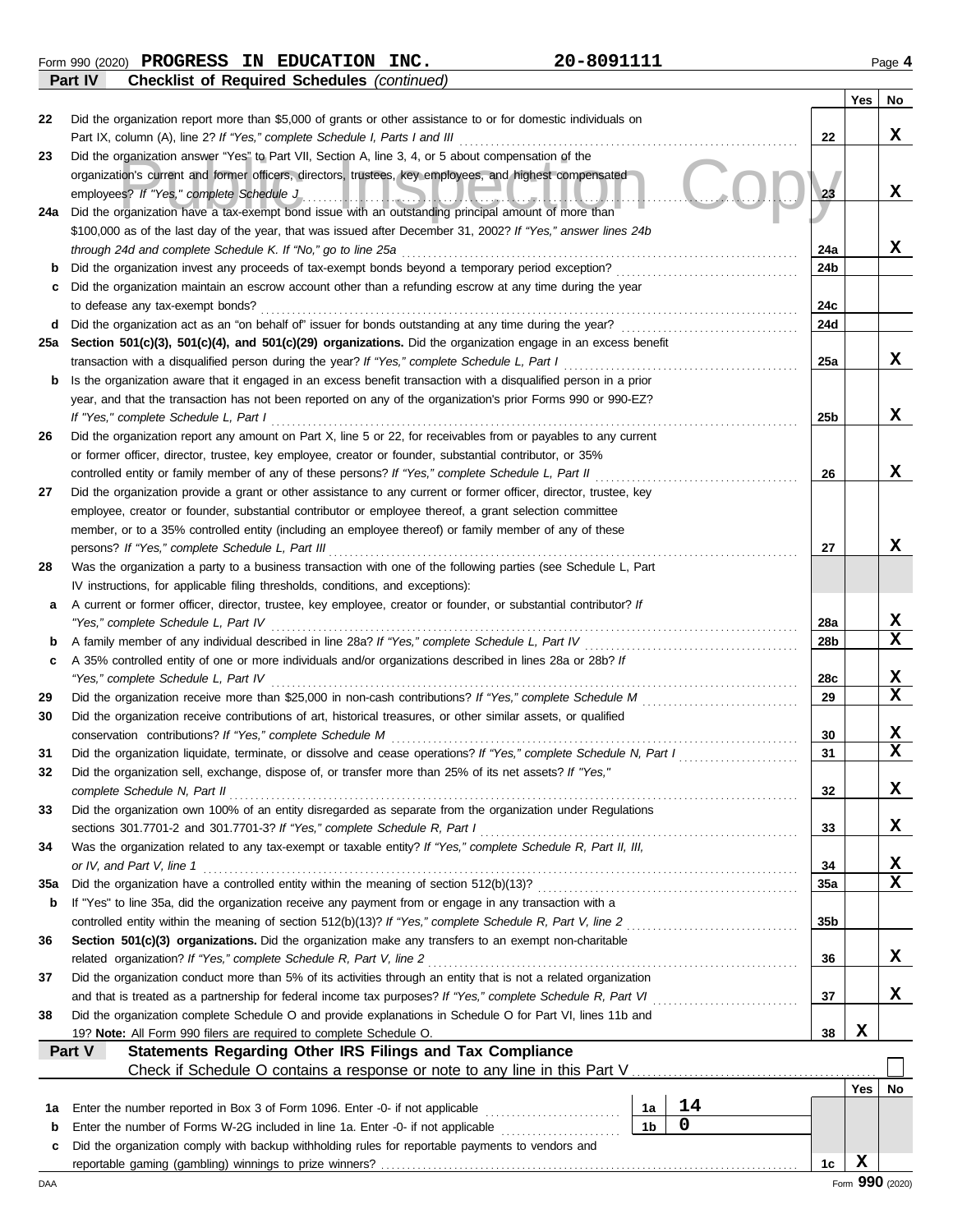Form 990 (2020) **PROGRESS IN EDUCATION INC.** **20-8091111** Page **4**

**Part IV** **Checklist of Required Schedules** *(continued)*

| | | | Yes | No |
|---|---|---|---|---|
| 22 | Did the organization report more than $5,000 of grants or other assistance to or for domestic individuals on Part IX, column (A), line 2? *If "Yes," complete Schedule I, Parts I and III* | 22 | | X |
| 23 | Did the organization answer "Yes" to Part VII, Section A, line 3, 4, or 5 about compensation of the organization's current and former officers, directors, trustees, key employees, and highest compensated employees? *If "Yes," complete Schedule J* | 23 | | X |
| 24a | Did the organization have a tax-exempt bond issue with an outstanding principal amount of more than $100,000 as of the last day of the year, that was issued after December 31, 2002? *If "Yes," answer lines 24b through 24d and complete Schedule K. If "No," go to line 25a* | 24a | | X |
| b | Did the organization invest any proceeds of tax-exempt bonds beyond a temporary period exception? | 24b | | |
| c | Did the organization maintain an escrow account other than a refunding escrow at any time during the year to defease any tax-exempt bonds? | 24c | | |
| d | Did the organization act as an "on behalf of" issuer for bonds outstanding at any time during the year? | 24d | | |
| 25a | **Section 501(c)(3), 501(c)(4), and 501(c)(29) organizations.** Did the organization engage in an excess benefit transaction with a disqualified person during the year? *If "Yes," complete Schedule L, Part I* | 25a | | X |
| b | Is the organization aware that it engaged in an excess benefit transaction with a disqualified person in a prior year, and that the transaction has not been reported on any of the organization's prior Forms 990 or 990-EZ? *If "Yes," complete Schedule L, Part I* | 25b | | X |
| 26 | Did the organization report any amount on Part X, line 5 or 22, for receivables from or payables to any current or former officer, director, trustee, key employee, creator or founder, substantial contributor, or 35% controlled entity or family member of any of these persons? *If "Yes," complete Schedule L, Part II* | 26 | | X |
| 27 | Did the organization provide a grant or other assistance to any current or former officer, director, trustee, key employee, creator or founder, substantial contributor or employee thereof, a grant selection committee member, or to a 35% controlled entity (including an employee thereof) or family member of any of these persons? *If "Yes," complete Schedule L, Part III* | 27 | | X |
| 28 | Was the organization a party to a business transaction with one of the following parties (see Schedule L, Part IV instructions, for applicable filing thresholds, conditions, and exceptions): | | | |
| a | A current or former officer, director, trustee, key employee, creator or founder, or substantial contributor? *If "Yes," complete Schedule L, Part IV* | 28a | | X |
| b | A family member of any individual described in line 28a? *If "Yes," complete Schedule L, Part IV* | 28b | | X |
| c | A 35% controlled entity of one or more individuals and/or organizations described in lines 28a or 28b? *If "Yes," complete Schedule L, Part IV* | 28c | | X |
| 29 | Did the organization receive more than $25,000 in non-cash contributions? *If "Yes," complete Schedule M* | 29 | | X |
| 30 | Did the organization receive contributions of art, historical treasures, or other similar assets, or qualified conservation contributions? *If "Yes," complete Schedule M* | 30 | | X |
| 31 | Did the organization liquidate, terminate, or dissolve and cease operations? *If "Yes," complete Schedule N, Part I* | 31 | | X |
| 32 | Did the organization sell, exchange, dispose of, or transfer more than 25% of its net assets? *If "Yes," complete Schedule N, Part II* | 32 | | X |
| 33 | Did the organization own 100% of an entity disregarded as separate from the organization under Regulations sections 301.7701-2 and 301.7701-3? *If "Yes," complete Schedule R, Part I* | 33 | | X |
| 34 | Was the organization related to any tax-exempt or taxable entity? *If "Yes," complete Schedule R, Part II, III, or IV, and Part V, line 1* | 34 | | X |
| 35a | Did the organization have a controlled entity within the meaning of section 512(b)(13)? | 35a | | X |
| b | If "Yes" to line 35a, did the organization receive any payment from or engage in any transaction with a controlled entity within the meaning of section 512(b)(13)? *If "Yes," complete Schedule R, Part V, line 2* | 35b | | |
| 36 | **Section 501(c)(3) organizations.** Did the organization make any transfers to an exempt non-charitable related organization? *If "Yes," complete Schedule R, Part V, line 2* | 36 | | X |
| 37 | Did the organization conduct more than 5% of its activities through an entity that is not a related organization and that is treated as a partnership for federal income tax purposes? *If "Yes," complete Schedule R, Part VI* | 37 | | X |
| 38 | Did the organization complete Schedule O and provide explanations in Schedule O for Part VI, lines 11b and 19? **Note:** All Form 990 filers are required to complete Schedule O. | 38 | X | |

**Part V** **Statements Regarding Other IRS Filings and Tax Compliance**

Check if Schedule O contains a response or note to any line in this Part V ☐

| | | | | | Yes | No |
|---|---|---|---|---|---|---|
| 1a | Enter the number reported in Box 3 of Form 1096. Enter -0- if not applicable | 1a | 14 | | | |
| b | Enter the number of Forms W-2G included in line 1a. Enter -0- if not applicable | 1b | 0 | | | |
| c | Did the organization comply with backup withholding rules for reportable payments to vendors and reportable gaming (gambling) winnings to prize winners? | | | 1c | X | |

DAA Form **990** (2020)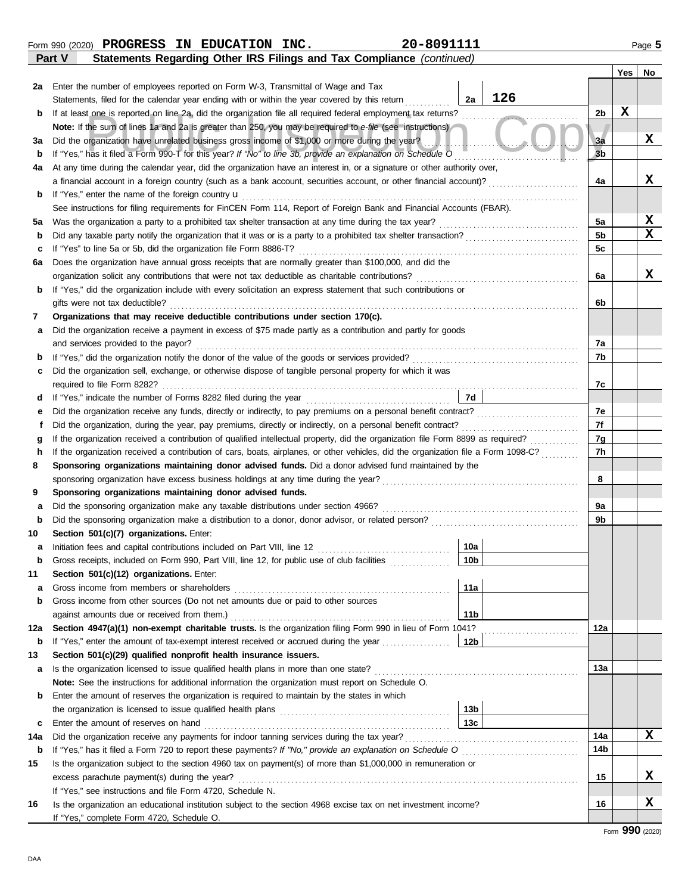Form 990 (2020) **PROGRESS IN EDUCATION INC.** **20-8091111** Page **5**

**Part V** **Statements Regarding Other IRS Filings and Tax Compliance** *(continued)*

| | | | | | Yes | No |
|---|---|---|---|---|---|---|
| **2a** | Enter the number of employees reported on Form W-3, Transmittal of Wage and Tax Statements, filed for the calendar year ending with or within the year covered by this return | 2a | 126 | | | |
| **b** | If at least one is reported on line 2a, did the organization file all required federal employment tax returns? | | | 2b | X | |
| | **Note:** If the sum of lines 1a and 2a is greater than 250, you may be required to *e-file* (see instructions) | | | | | |
| **3a** | Did the organization have unrelated business gross income of $1,000 or more during the year? | | | 3a | | X |
| **b** | If "Yes," has it filed a Form 990-T for this year? *If "No" to line 3b, provide an explanation on Schedule O* | | | 3b | | |
| **4a** | At any time during the calendar year, did the organization have an interest in, or a signature or other authority over, a financial account in a foreign country (such as a bank account, securities account, or other financial account)? | | | 4a | | X |
| **b** | If "Yes," enter the name of the foreign country u | | | | | |
| | See instructions for filing requirements for FinCEN Form 114, Report of Foreign Bank and Financial Accounts (FBAR). | | | | | |
| **5a** | Was the organization a party to a prohibited tax shelter transaction at any time during the tax year? | | | 5a | | X |
| **b** | Did any taxable party notify the organization that it was or is a party to a prohibited tax shelter transaction? | | | 5b | | X |
| **c** | If "Yes" to line 5a or 5b, did the organization file Form 8886-T? | | | 5c | | |
| **6a** | Does the organization have annual gross receipts that are normally greater than $100,000, and did the organization solicit any contributions that were not tax deductible as charitable contributions? | | | 6a | | X |
| **b** | If "Yes," did the organization include with every solicitation an express statement that such contributions or gifts were not tax deductible? | | | 6b | | |
| **7** | **Organizations that may receive deductible contributions under section 170(c).** | | | | | |
| **a** | Did the organization receive a payment in excess of $75 made partly as a contribution and partly for goods and services provided to the payor? | | | 7a | | |
| **b** | If "Yes," did the organization notify the donor of the value of the goods or services provided? | | | 7b | | |
| **c** | Did the organization sell, exchange, or otherwise dispose of tangible personal property for which it was required to file Form 8282? | | | 7c | | |
| **d** | If "Yes," indicate the number of Forms 8282 filed during the year | 7d | | | | |
| **e** | Did the organization receive any funds, directly or indirectly, to pay premiums on a personal benefit contract? | | | 7e | | |
| **f** | Did the organization, during the year, pay premiums, directly or indirectly, on a personal benefit contract? | | | 7f | | |
| **g** | If the organization received a contribution of qualified intellectual property, did the organization file Form 8899 as required? | | | 7g | | |
| **h** | If the organization received a contribution of cars, boats, airplanes, or other vehicles, did the organization file a Form 1098-C? | | | 7h | | |
| **8** | **Sponsoring organizations maintaining donor advised funds.** Did a donor advised fund maintained by the sponsoring organization have excess business holdings at any time during the year? | | | 8 | | |
| **9** | **Sponsoring organizations maintaining donor advised funds.** | | | | | |
| **a** | Did the sponsoring organization make any taxable distributions under section 4966? | | | 9a | | |
| **b** | Did the sponsoring organization make a distribution to a donor, donor advisor, or related person? | | | 9b | | |
| **10** | **Section 501(c)(7) organizations.** Enter: | | | | | |
| **a** | Initiation fees and capital contributions included on Part VIII, line 12 | 10a | | | | |
| **b** | Gross receipts, included on Form 990, Part VIII, line 12, for public use of club facilities | 10b | | | | |
| **11** | **Section 501(c)(12) organizations.** Enter: | | | | | |
| **a** | Gross income from members or shareholders | 11a | | | | |
| **b** | Gross income from other sources (Do not net amounts due or paid to other sources against amounts due or received from them.) | 11b | | | | |
| **12a** | **Section 4947(a)(1) non-exempt charitable trusts.** Is the organization filing Form 990 in lieu of Form 1041? | | | 12a | | |
| **b** | If "Yes," enter the amount of tax-exempt interest received or accrued during the year | 12b | | | | |
| **13** | **Section 501(c)(29) qualified nonprofit health insurance issuers.** | | | | | |
| **a** | Is the organization licensed to issue qualified health plans in more than one state? | | | 13a | | |
| | **Note:** See the instructions for additional information the organization must report on Schedule O. | | | | | |
| **b** | Enter the amount of reserves the organization is required to maintain by the states in which the organization is licensed to issue qualified health plans | 13b | | | | |
| **c** | Enter the amount of reserves on hand | 13c | | | | |
| **14a** | Did the organization receive any payments for indoor tanning services during the tax year? | | | 14a | | X |
| **b** | If "Yes," has it filed a Form 720 to report these payments? *If "No," provide an explanation on Schedule O* | | | 14b | | |
| **15** | Is the organization subject to the section 4960 tax on payment(s) of more than $1,000,000 in remuneration or excess parachute payment(s) during the year? | | | 15 | | X |
| | If "Yes," see instructions and file Form 4720, Schedule N. | | | | | |
| **16** | Is the organization an educational institution subject to the section 4968 excise tax on net investment income? | | | 16 | | X |
| | If "Yes," complete Form 4720, Schedule O. | | | | | |

Form **990** (2020)

DAA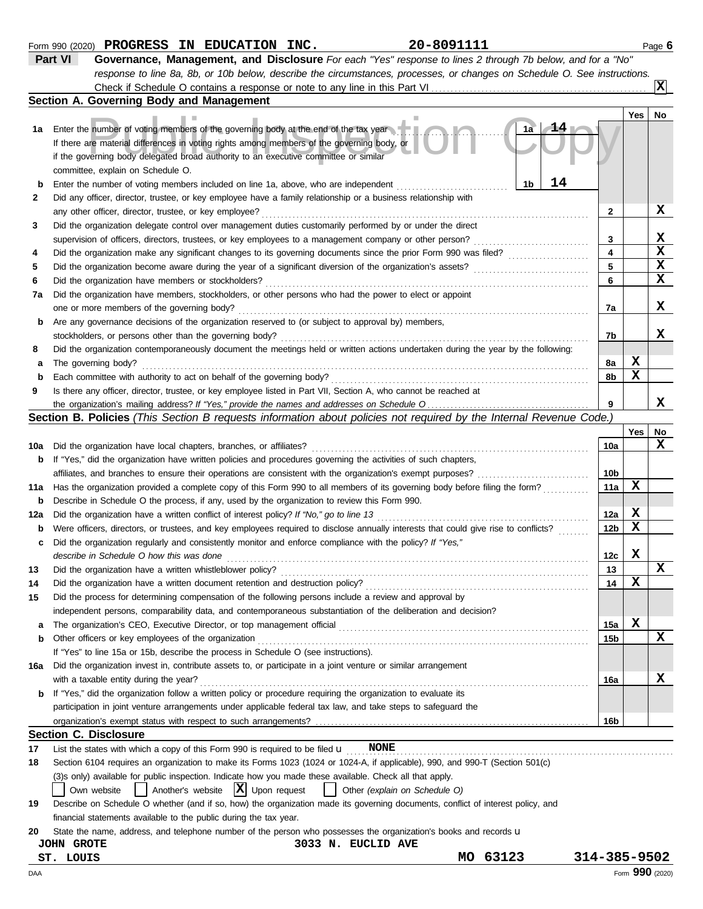Form 990 (2020) **PROGRESS IN EDUCATION INC.** **20-8091111** Page **6**

## Part VI Governance, Management, and Disclosure

*For each "Yes" response to lines 2 through 7b below, and for a "No" response to line 8a, 8b, or 10b below, describe the circumstances, processes, or changes on Schedule O. See instructions.*

Check if Schedule O contains a response or note to any line in this Part VI .......... [X]

### Section A. Governing Body and Management

| | | | Yes | No |
|---|---|---|---|---|
| **1a** | Enter the number of voting members of the governing body at the end of the tax year ... **1a** **14** <br> If there are material differences in voting rights among members of the governing body, or if the governing body delegated broad authority to an executive committee or similar committee, explain on Schedule O. | | | |
| **b** | Enter the number of voting members included on line 1a, above, who are independent ... **1b** **14** | | | |
| **2** | Did any officer, director, trustee, or key employee have a family relationship or a business relationship with any other officer, director, trustee, or key employee? | **2** | | **X** |
| **3** | Did the organization delegate control over management duties customarily performed by or under the direct supervision of officers, directors, trustees, or key employees to a management company or other person? | **3** | | **X** |
| **4** | Did the organization make any significant changes to its governing documents since the prior Form 990 was filed? | **4** | | **X** |
| **5** | Did the organization become aware during the year of a significant diversion of the organization's assets? | **5** | | **X** |
| **6** | Did the organization have members or stockholders? | **6** | | **X** |
| **7a** | Did the organization have members, stockholders, or other persons who had the power to elect or appoint one or more members of the governing body? | **7a** | | **X** |
| **b** | Are any governance decisions of the organization reserved to (or subject to approval by) members, stockholders, or persons other than the governing body? | **7b** | | **X** |
| **8** | Did the organization contemporaneously document the meetings held or written actions undertaken during the year by the following: | | | |
| **a** | The governing body? | **8a** | **X** | |
| **b** | Each committee with authority to act on behalf of the governing body? | **8b** | **X** | |
| **9** | Is there any officer, director, trustee, or key employee listed in Part VII, Section A, who cannot be reached at the organization's mailing address? *If "Yes," provide the names and addresses on Schedule O* | **9** | | **X** |

### Section B. Policies *(This Section B requests information about policies not required by the Internal Revenue Code.)*

| | | | Yes | No |
|---|---|---|---|---|
| **10a** | Did the organization have local chapters, branches, or affiliates? | **10a** | | **X** |
| **b** | If "Yes," did the organization have written policies and procedures governing the activities of such chapters, affiliates, and branches to ensure their operations are consistent with the organization's exempt purposes? | **10b** | | |
| **11a** | Has the organization provided a complete copy of this Form 990 to all members of its governing body before filing the form? | **11a** | **X** | |
| **b** | Describe in Schedule O the process, if any, used by the organization to review this Form 990. | | | |
| **12a** | Did the organization have a written conflict of interest policy? *If "No," go to line 13* | **12a** | **X** | |
| **b** | Were officers, directors, or trustees, and key employees required to disclose annually interests that could give rise to conflicts? | **12b** | **X** | |
| **c** | Did the organization regularly and consistently monitor and enforce compliance with the policy? *If "Yes," describe in Schedule O how this was done* | **12c** | **X** | |
| **13** | Did the organization have a written whistleblower policy? | **13** | | **X** |
| **14** | Did the organization have a written document retention and destruction policy? | **14** | **X** | |
| **15** | Did the process for determining compensation of the following persons include a review and approval by independent persons, comparability data, and contemporaneous substantiation of the deliberation and decision? | | | |
| **a** | The organization's CEO, Executive Director, or top management official | **15a** | **X** | |
| **b** | Other officers or key employees of the organization | **15b** | | **X** |
| | If "Yes" to line 15a or 15b, describe the process in Schedule O (see instructions). | | | |
| **16a** | Did the organization invest in, contribute assets to, or participate in a joint venture or similar arrangement with a taxable entity during the year? | **16a** | | **X** |
| **b** | If "Yes," did the organization follow a written policy or procedure requiring the organization to evaluate its participation in joint venture arrangements under applicable federal tax law, and take steps to safeguard the organization's exempt status with respect to such arrangements? | **16b** | | |

### Section C. Disclosure

**17** List the states with which a copy of this Form 990 is required to be filed u **NONE**

**18** Section 6104 requires an organization to make its Forms 1023 (1024 or 1024-A, if applicable), 990, and 990-T (Section 501(c)(3)s only) available for public inspection. Indicate how you made these available. Check all that apply.

[ ] Own website [ ] Another's website [X] Upon request [ ] Other *(explain on Schedule O)*

**19** Describe on Schedule O whether (and if so, how) the organization made its governing documents, conflict of interest policy, and financial statements available to the public during the tax year.

**20** State the name, address, and telephone number of the person who possesses the organization's books and records u

**JOHN GROTE** **3033 N. EUCLID AVE**
**ST. LOUIS** **MO 63123** **314-385-9502**

DAA Form **990** (2020)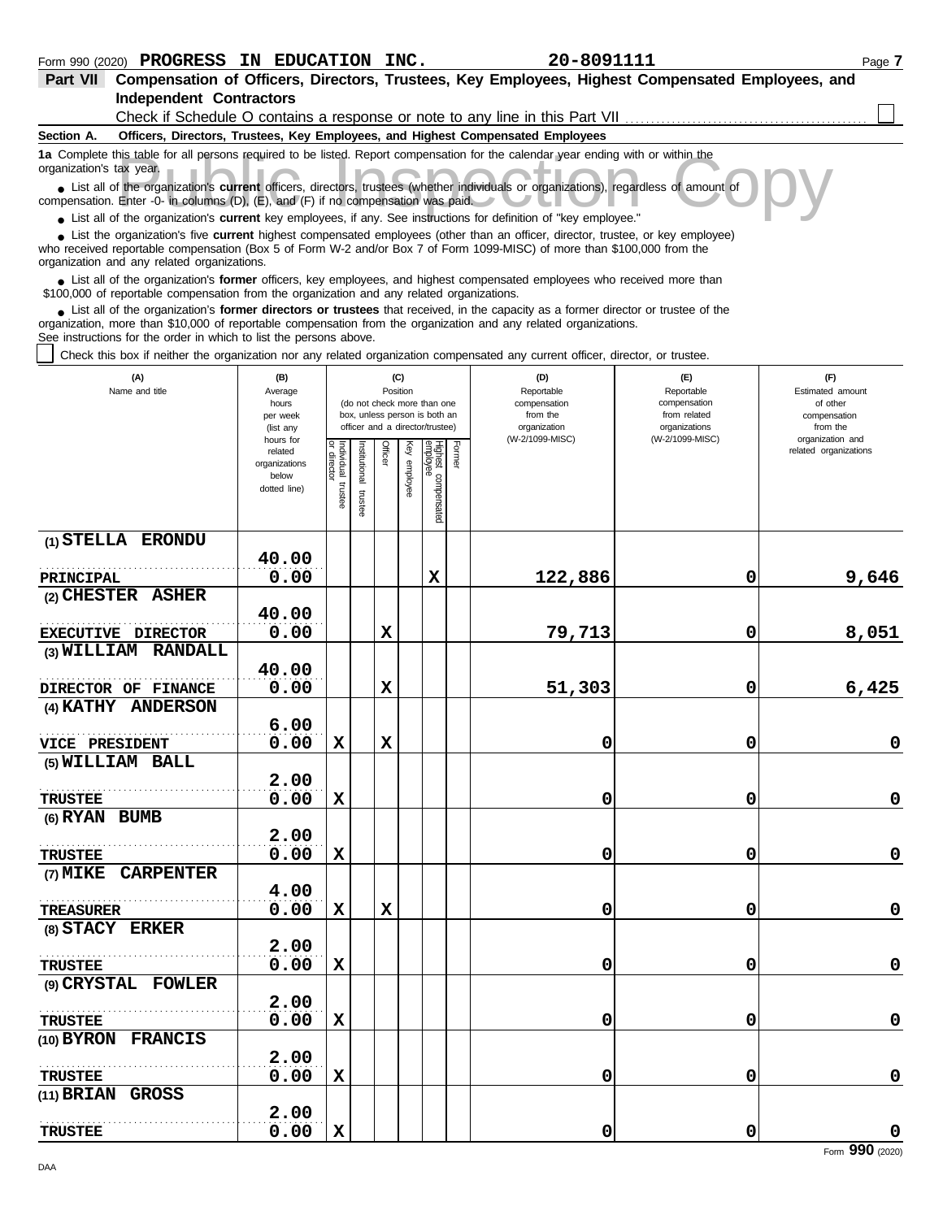Form 990 (2020) **PROGRESS IN EDUCATION INC.** **20-8091111**

**Part VII Compensation of Officers, Directors, Trustees, Key Employees, Highest Compensated Employees, and Independent Contractors**

Check if Schedule O contains a response or note to any line in this Part VII ☐

**Section A. Officers, Directors, Trustees, Key Employees, and Highest Compensated Employees**

**1a** Complete this table for all persons required to be listed. Report compensation for the calendar year ending with or within the organization's tax year.

- List all of the organization's **current** officers, directors, trustees (whether individuals or organizations), regardless of amount of compensation. Enter -0- in columns (D), (E), and (F) if no compensation was paid.
- List all of the organization's **current** key employees, if any. See instructions for definition of "key employee."
- List the organization's five **current** highest compensated employees (other than an officer, director, trustee, or key employee) who received reportable compensation (Box 5 of Form W-2 and/or Box 7 of Form 1099-MISC) of more than $100,000 from the organization and any related organizations.
- List all of the organization's **former** officers, key employees, and highest compensated employees who received more than $100,000 of reportable compensation from the organization and any related organizations.
- List all of the organization's **former directors or trustees** that received, in the capacity as a former director or trustee of the organization, more than $10,000 of reportable compensation from the organization and any related organizations.

See instructions for the order in which to list the persons above.

☐ Check this box if neither the organization nor any related organization compensated any current officer, director, or trustee.

| (A) Name and title | (B) Average hours per week (list any hours for related organizations below dotted line) | (C) Position (do not check more than one box, unless person is both an officer and a director/trustee) | | | | | | (D) Reportable compensation from the organization (W-2/1099-MISC) | (E) Reportable compensation from related organizations (W-2/1099-MISC) | (F) Estimated amount of other compensation from the organization and related organizations |
|---|---|---|---|---|---|---|---|---|---|---|
| | | Individual trustee or director | Institutional trustee | Officer | Key employee | Highest compensated employee | Former | | | |
| (1) **STELLA ERONDU** PRINCIPAL | 40.00 / 0.00 | | | | | X | | 122,886 | 0 | 9,646 |
| (2) **CHESTER ASHER** EXECUTIVE DIRECTOR | 40.00 / 0.00 | | | X | | | | 79,713 | 0 | 8,051 |
| (3) **WILLIAM RANDALL** DIRECTOR OF FINANCE | 40.00 / 0.00 | | | X | | | | 51,303 | 0 | 6,425 |
| (4) **KATHY ANDERSON** VICE PRESIDENT | 6.00 / 0.00 | X | | X | | | | 0 | 0 | 0 |
| (5) **WILLIAM BALL** TRUSTEE | 2.00 / 0.00 | X | | | | | | 0 | 0 | 0 |
| (6) **RYAN BUMB** TRUSTEE | 2.00 / 0.00 | X | | | | | | 0 | 0 | 0 |
| (7) **MIKE CARPENTER** TREASURER | 4.00 / 0.00 | X | | X | | | | 0 | 0 | 0 |
| (8) **STACY ERKER** TRUSTEE | 2.00 / 0.00 | X | | | | | | 0 | 0 | 0 |
| (9) **CRYSTAL FOWLER** TRUSTEE | 2.00 / 0.00 | X | | | | | | 0 | 0 | 0 |
| (10) **BYRON FRANCIS** TRUSTEE | 2.00 / 0.00 | X | | | | | | 0 | 0 | 0 |
| (11) **BRIAN GROSS** TRUSTEE | 2.00 / 0.00 | X | | | | | | 0 | 0 | 0 |

Form **990** (2020)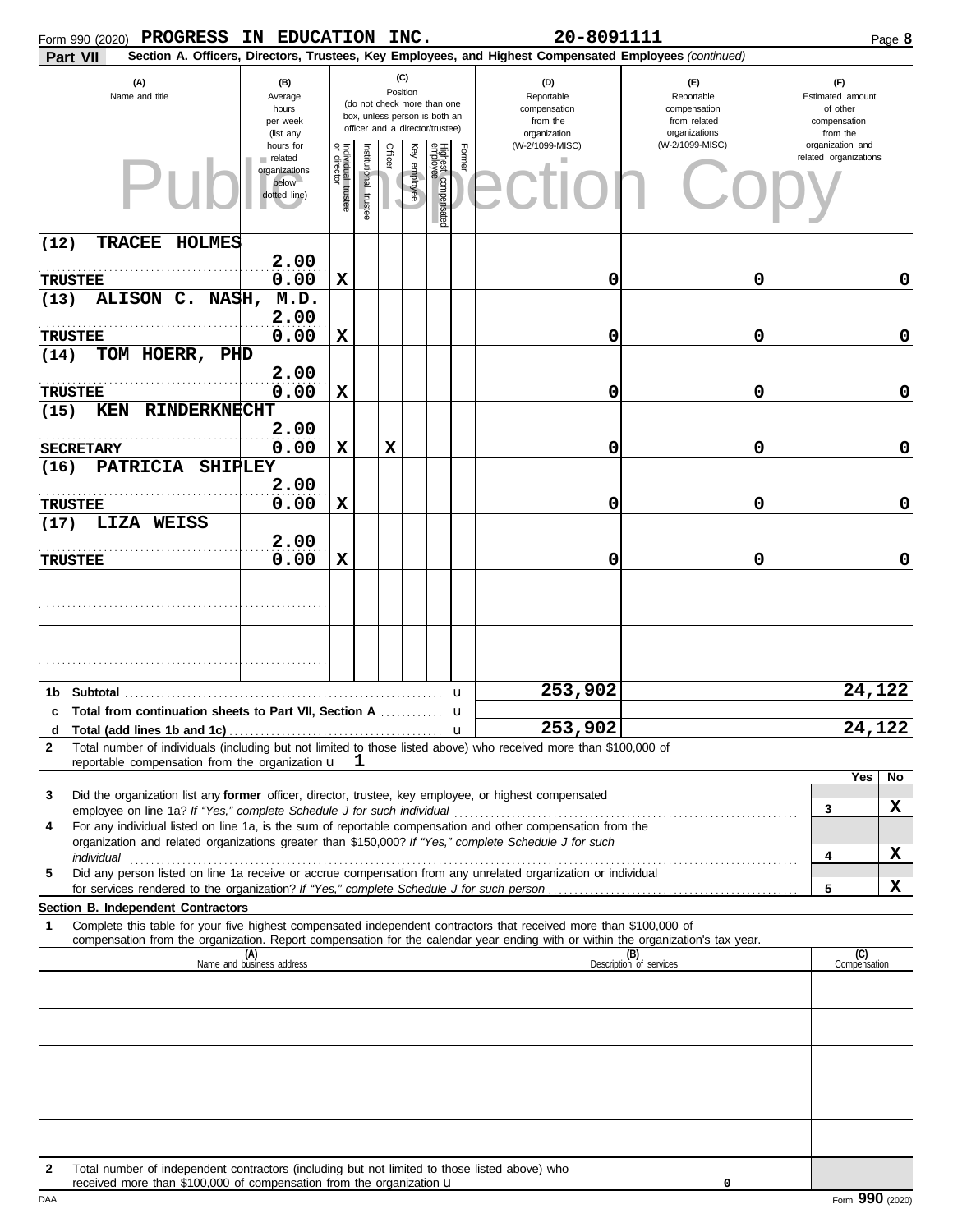Form 990 (2020) **PROGRESS IN EDUCATION INC.** **20-8091111** Page **8**

**Part VII** **Section A. Officers, Directors, Trustees, Key Employees, and Highest Compensated Employees** *(continued)*

| (A) Name and title | (B) Average hours per week (list any hours for related organizations below dotted line) | (C) Position: Individual trustee or director | Institutional trustee | Officer | Key employee | Highest compensated employee | Former | (D) Reportable compensation from the organization (W-2/1099-MISC) | (E) Reportable compensation from related organizations (W-2/1099-MISC) | (F) Estimated amount of other compensation from the organization and related organizations |
|---|---|---|---|---|---|---|---|---|---|---|
| (12) TRACEE HOLMES<br>TRUSTEE | 2.00<br>0.00 | X | | | | | | 0 | 0 | 0 |
| (13) ALISON C. NASH, M.D.<br>TRUSTEE | 2.00<br>0.00 | X | | | | | | 0 | 0 | 0 |
| (14) TOM HOERR, PHD<br>TRUSTEE | 2.00<br>0.00 | X | | | | | | 0 | 0 | 0 |
| (15) KEN RINDERKNECHT<br>SECRETARY | 2.00<br>0.00 | X | | X | | | | 0 | 0 | 0 |
| (16) PATRICIA SHIPLEY<br>TRUSTEE | 2.00<br>0.00 | X | | | | | | 0 | 0 | 0 |
| (17) LIZA WEISS<br>TRUSTEE | 2.00<br>0.00 | X | | | | | | 0 | 0 | 0 |
| | | | | | | | | | | |
| | | | | | | | | | | |
| **1b Subtotal** | | | | | | | | 253,902 | | 24,122 |
| **c Total from continuation sheets to Part VII, Section A** | | | | | | | | | | |
| **d Total (add lines 1b and 1c)** | | | | | | | | 253,902 | | 24,122 |

**2** Total number of individuals (including but not limited to those listed above) who received more than $100,000 of reportable compensation from the organization u 1

| | | Yes | No |
|---|---|---|---|
| **3** Did the organization list any **former** officer, director, trustee, key employee, or highest compensated employee on line 1a? *If "Yes," complete Schedule J for such individual* | 3 | | X |
| **4** For any individual listed on line 1a, is the sum of reportable compensation and other compensation from the organization and related organizations greater than $150,000? *If "Yes," complete Schedule J for such individual* | 4 | | X |
| **5** Did any person listed on line 1a receive or accrue compensation from any unrelated organization or individual for services rendered to the organization? *If "Yes," complete Schedule J for such person* | 5 | | X |

**Section B. Independent Contractors**

**1** Complete this table for your five highest compensated independent contractors that received more than $100,000 of compensation from the organization. Report compensation for the calendar year ending with or within the organization's tax year.

| (A) Name and business address | (B) Description of services | (C) Compensation |
|---|---|---|
| | | |
| | | |
| | | |
| | | |
| | | |

**2** Total number of independent contractors (including but not limited to those listed above) who received more than $100,000 of compensation from the organization u 0

DAA Form **990** (2020)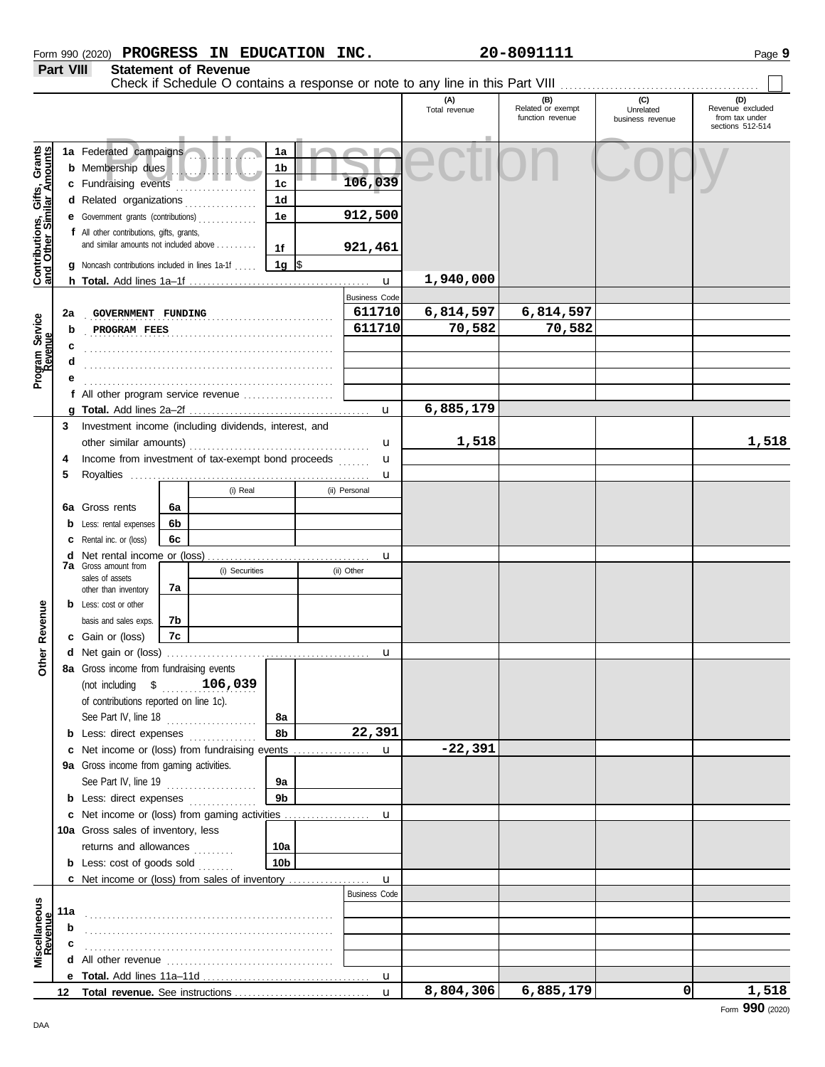Form 990 (2020) **PROGRESS IN EDUCATION INC.** **20-8091111**

## Part VIII Statement of Revenue

Check if Schedule O contains a response or note to any line in this Part VIII ☐

Public Inspection Copy

| | | | (A) Total revenue | (B) Related or exempt function revenue | (C) Unrelated business revenue | (D) Revenue excluded from tax under sections 512-514 |
|---|---|---|---|---|---|---|
| **Contributions, Gifts, Grants and Other Similar Amounts** | 1a Federated campaigns | 1a | | | | |
| | b Membership dues | 1b | | | | |
| | c Fundraising events | 1c 106,039 | | | | |
| | d Related organizations | 1d | | | | |
| | e Government grants (contributions) | 1e 912,500 | | | | |
| | f All other contributions, gifts, grants, and similar amounts not included above | 1f 921,461 | | | | |
| | g Noncash contributions included in lines 1a-1f | 1g $ | | | | |
| | h **Total.** Add lines 1a–1f | | 1,940,000 | | | |
| **Program Service Revenue** | | Business Code | | | | |
| | 2a GOVERNMENT FUNDING | 611710 | 6,814,597 | 6,814,597 | | |
| | b PROGRAM FEES | 611710 | 70,582 | 70,582 | | |
| | c | | | | | |
| | d | | | | | |
| | e | | | | | |
| | f All other program service revenue | | | | | |
| | g **Total.** Add lines 2a–2f | | 6,885,179 | | | |
| **Other Revenue** | 3 Investment income (including dividends, interest, and other similar amounts) | | 1,518 | | | 1,518 |
| | 4 Income from investment of tax-exempt bond proceeds | | | | | |
| | 5 Royalties | | | | | |
| | | (i) Real / (ii) Personal | | | | |
| | 6a Gross rents | 6a | | | | |
| | b Less: rental expenses | 6b | | | | |
| | c Rental inc. or (loss) | 6c | | | | |
| | d Net rental income or (loss) | | | | | |
| | | (i) Securities / (ii) Other | | | | |
| | 7a Gross amount from sales of assets other than inventory | 7a | | | | |
| | b Less: cost or other basis and sales exps. | 7b | | | | |
| | c Gain or (loss) | 7c | | | | |
| | d Net gain or (loss) | | | | | |
| | 8a Gross income from fundraising events (not including $ 106,039 of contributions reported on line 1c). See Part IV, line 18 | 8a | | | | |
| | b Less: direct expenses | 8b 22,391 | | | | |
| | c Net income or (loss) from fundraising events | | -22,391 | | | |
| | 9a Gross income from gaming activities. See Part IV, line 19 | 9a | | | | |
| | b Less: direct expenses | 9b | | | | |
| | c Net income or (loss) from gaming activities | | | | | |
| | 10a Gross sales of inventory, less returns and allowances | 10a | | | | |
| | b Less: cost of goods sold | 10b | | | | |
| | c Net income or (loss) from sales of inventory | | | | | |
| **Miscellaneous Revenue** | | Business Code | | | | |
| | 11a | | | | | |
| | b | | | | | |
| | c | | | | | |
| | d All other revenue | | | | | |
| | e **Total.** Add lines 11a–11d | | | | | |
| | 12 **Total revenue.** See instructions | | 8,804,306 | 6,885,179 | 0 | 1,518 |

Form **990** (2020)

DAA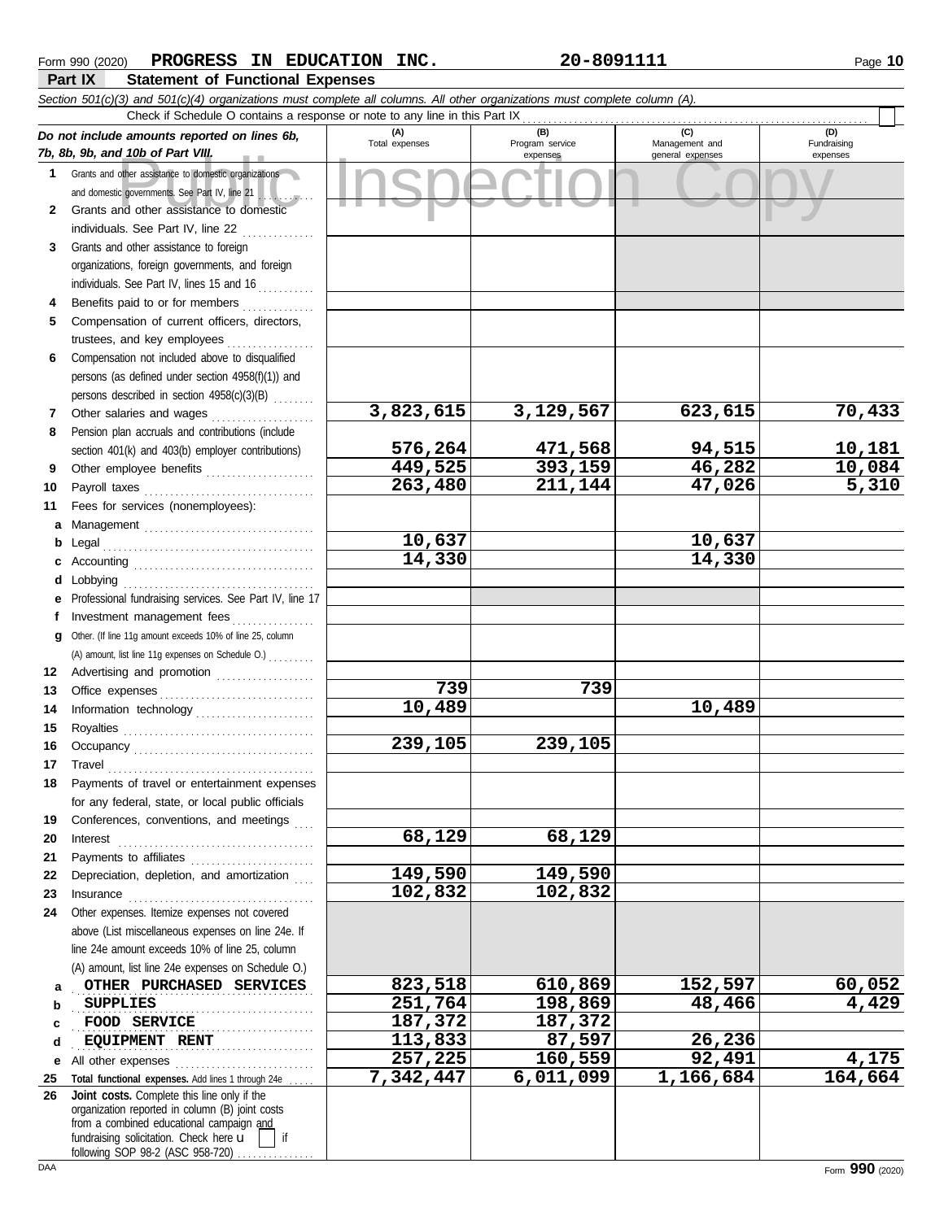Form 990 (2020) **PROGRESS IN EDUCATION INC.** **20-8091111** Page **10**

## Part IX Statement of Functional Expenses

*Section 501(c)(3) and 501(c)(4) organizations must complete all columns. All other organizations must complete column (A).*

Check if Schedule O contains a response or note to any line in this Part IX

| *Do not include amounts reported on lines 6b, 7b, 8b, 9b, and 10b of Part VIII.* | (A) Total expenses | (B) Program service expenses | (C) Management and general expenses | (D) Fundraising expenses |
|---|---|---|---|---|
| **1** Grants and other assistance to domestic organizations and domestic governments. See Part IV, line 21 | | | | |
| **2** Grants and other assistance to domestic individuals. See Part IV, line 22 | | | | |
| **3** Grants and other assistance to foreign organizations, foreign governments, and foreign individuals. See Part IV, lines 15 and 16 | | | | |
| **4** Benefits paid to or for members | | | | |
| **5** Compensation of current officers, directors, trustees, and key employees | | | | |
| **6** Compensation not included above to disqualified persons (as defined under section 4958(f)(1)) and persons described in section 4958(c)(3)(B) | | | | |
| **7** Other salaries and wages | 3,823,615 | 3,129,567 | 623,615 | 70,433 |
| **8** Pension plan accruals and contributions (include section 401(k) and 403(b) employer contributions) | 576,264 | 471,568 | 94,515 | 10,181 |
| **9** Other employee benefits | 449,525 | 393,159 | 46,282 | 10,084 |
| **10** Payroll taxes | 263,480 | 211,144 | 47,026 | 5,310 |
| **11** Fees for services (nonemployees): | | | | |
| **a** Management | | | | |
| **b** Legal | 10,637 | | 10,637 | |
| **c** Accounting | 14,330 | | 14,330 | |
| **d** Lobbying | | | | |
| **e** Professional fundraising services. See Part IV, line 17 | | | | |
| **f** Investment management fees | | | | |
| **g** Other. (If line 11g amount exceeds 10% of line 25, column (A) amount, list line 11g expenses on Schedule O.) | | | | |
| **12** Advertising and promotion | | | | |
| **13** Office expenses | 739 | 739 | | |
| **14** Information technology | 10,489 | | 10,489 | |
| **15** Royalties | | | | |
| **16** Occupancy | 239,105 | 239,105 | | |
| **17** Travel | | | | |
| **18** Payments of travel or entertainment expenses for any federal, state, or local public officials | | | | |
| **19** Conferences, conventions, and meetings | | | | |
| **20** Interest | 68,129 | 68,129 | | |
| **21** Payments to affiliates | | | | |
| **22** Depreciation, depletion, and amortization | 149,590 | 149,590 | | |
| **23** Insurance | 102,832 | 102,832 | | |
| **24** Other expenses. Itemize expenses not covered above (List miscellaneous expenses on line 24e. If line 24e amount exceeds 10% of line 25, column (A) amount, list line 24e expenses on Schedule O.) | | | | |
| **a** OTHER PURCHASED SERVICES | 823,518 | 610,869 | 152,597 | 60,052 |
| **b** SUPPLIES | 251,764 | 198,869 | 48,466 | 4,429 |
| **c** FOOD SERVICE | 187,372 | 187,372 | | |
| **d** EQUIPMENT RENT | 113,833 | 87,597 | 26,236 | |
| **e** All other expenses | 257,225 | 160,559 | 92,491 | 4,175 |
| **25 Total functional expenses.** Add lines 1 through 24e | 7,342,447 | 6,011,099 | 1,166,684 | 164,664 |
| **26 Joint costs.** Complete this line only if the organization reported in column (B) joint costs from a combined educational campaign and fundraising solicitation. Check here ☐ if following SOP 98-2 (ASC 958-720) | | | | |

DAA Form **990** (2020)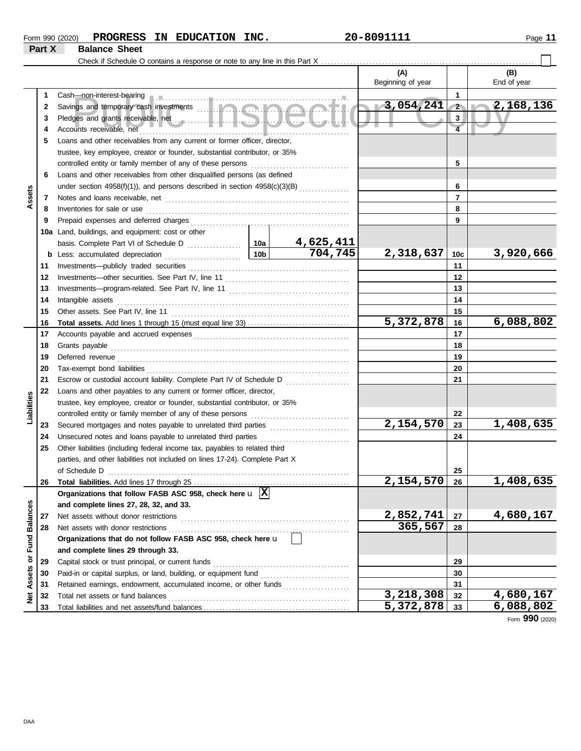Form 990 (2020) **PROGRESS IN EDUCATION INC.** **20-8091111**

## Part X Balance Sheet

Check if Schedule O contains a response or note to any line in this Part X ☐

| | | | | (A) Beginning of year | | (B) End of year |
|---|---|---|---|---|---|---|
| **Assets** | 1 | Cash—non-interest-bearing | | | 1 | |
| | 2 | Savings and temporary cash investments | | 3,054,241 | 2 | 2,168,136 |
| | 3 | Pledges and grants receivable, net | | | 3 | |
| | 4 | Accounts receivable, net | | | 4 | |
| | 5 | Loans and other receivables from any current or former officer, director, trustee, key employee, creator or founder, substantial contributor, or 35% controlled entity or family member of any of these persons | | | 5 | |
| | 6 | Loans and other receivables from other disqualified persons (as defined under section 4958(f)(1)), and persons described in section 4958(c)(3)(B) | | | 6 | |
| | 7 | Notes and loans receivable, net | | | 7 | |
| | 8 | Inventories for sale or use | | | 8 | |
| | 9 | Prepaid expenses and deferred charges | | | 9 | |
| | 10a | Land, buildings, and equipment: cost or other basis. Complete Part VI of Schedule D | 10a 4,625,411 | | | |
| | b | Less: accumulated depreciation | 10b 704,745 | 2,318,637 | 10c | 3,920,666 |
| | 11 | Investments—publicly traded securities | | | 11 | |
| | 12 | Investments—other securities. See Part IV, line 11 | | | 12 | |
| | 13 | Investments—program-related. See Part IV, line 11 | | | 13 | |
| | 14 | Intangible assets | | | 14 | |
| | 15 | Other assets. See Part IV, line 11 | | | 15 | |
| | 16 | **Total assets.** Add lines 1 through 15 (must equal line 33) | | 5,372,878 | 16 | 6,088,802 |
| **Liabilities** | 17 | Accounts payable and accrued expenses | | | 17 | |
| | 18 | Grants payable | | | 18 | |
| | 19 | Deferred revenue | | | 19 | |
| | 20 | Tax-exempt bond liabilities | | | 20 | |
| | 21 | Escrow or custodial account liability. Complete Part IV of Schedule D | | | 21 | |
| | 22 | Loans and other payables to any current or former officer, director, trustee, key employee, creator or founder, substantial contributor, or 35% controlled entity or family member of any of these persons | | | 22 | |
| | 23 | Secured mortgages and notes payable to unrelated third parties | | 2,154,570 | 23 | 1,408,635 |
| | 24 | Unsecured notes and loans payable to unrelated third parties | | | 24 | |
| | 25 | Other liabilities (including federal income tax, payables to related third parties, and other liabilities not included on lines 17-24). Complete Part X of Schedule D | | | 25 | |
| | 26 | **Total liabilities.** Add lines 17 through 25 | | 2,154,570 | 26 | 1,408,635 |
| **Net Assets or Fund Balances** | | **Organizations that follow FASB ASC 958, check here** ☒ **and complete lines 27, 28, 32, and 33.** | | | | |
| | 27 | Net assets without donor restrictions | | 2,852,741 | 27 | 4,680,167 |
| | 28 | Net assets with donor restrictions | | 365,567 | 28 | |
| | | **Organizations that do not follow FASB ASC 958, check here** ☐ **and complete lines 29 through 33.** | | | | |
| | 29 | Capital stock or trust principal, or current funds | | | 29 | |
| | 30 | Paid-in or capital surplus, or land, building, or equipment fund | | | 30 | |
| | 31 | Retained earnings, endowment, accumulated income, or other funds | | | 31 | |
| | 32 | Total net assets or fund balances | | 3,218,308 | 32 | 4,680,167 |
| | 33 | Total liabilities and net assets/fund balances | | 5,372,878 | 33 | 6,088,802 |

Form **990** (2020)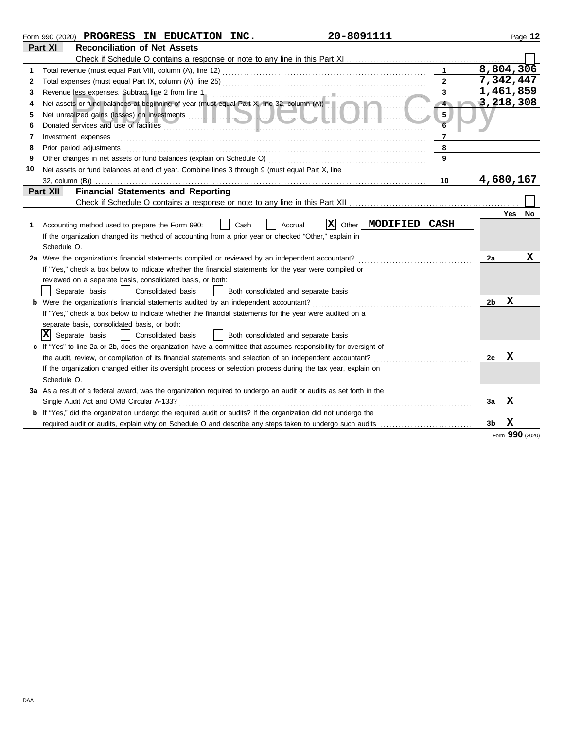Form 990 (2020) **PROGRESS IN EDUCATION INC.** **20-8091111** Page **12**

## Part XI Reconciliation of Net Assets

Check if Schedule O contains a response or note to any line in this Part XI ☐

| | | | |
|---|---|---|---|
| 1 | Total revenue (must equal Part VIII, column (A), line 12) | 1 | 8,804,306 |
| 2 | Total expenses (must equal Part IX, column (A), line 25) | 2 | 7,342,447 |
| 3 | Revenue less expenses. Subtract line 2 from line 1 | 3 | 1,461,859 |
| 4 | Net assets or fund balances at beginning of year (must equal Part X, line 32, column (A)) | 4 | 3,218,308 |
| 5 | Net unrealized gains (losses) on investments | 5 | |
| 6 | Donated services and use of facilities | 6 | |
| 7 | Investment expenses | 7 | |
| 8 | Prior period adjustments | 8 | |
| 9 | Other changes in net assets or fund balances (explain on Schedule O) | 9 | |
| 10 | Net assets or fund balances at end of year. Combine lines 3 through 9 (must equal Part X, line 32, column (B)) | 10 | 4,680,167 |

## Part XII Financial Statements and Reporting

Check if Schedule O contains a response or note to any line in this Part XII ☐

| | | | Yes | No |
|---|---|---|---|---|
| 1 | Accounting method used to prepare the Form 990: ☐ Cash ☐ Accrual ☒ Other **MODIFIED CASH**<br>If the organization changed its method of accounting from a prior year or checked "Other," explain in Schedule O. | | | |
| 2a | Were the organization's financial statements compiled or reviewed by an independent accountant?<br>If "Yes," check a box below to indicate whether the financial statements for the year were compiled or reviewed on a separate basis, consolidated basis, or both:<br>☐ Separate basis ☐ Consolidated basis ☐ Both consolidated and separate basis | 2a | | X |
| b | Were the organization's financial statements audited by an independent accountant?<br>If "Yes," check a box below to indicate whether the financial statements for the year were audited on a separate basis, consolidated basis, or both:<br>☒ Separate basis ☐ Consolidated basis ☐ Both consolidated and separate basis | 2b | X | |
| c | If "Yes" to line 2a or 2b, does the organization have a committee that assumes responsibility for oversight of the audit, review, or compilation of its financial statements and selection of an independent accountant?<br>If the organization changed either its oversight process or selection process during the tax year, explain on Schedule O. | 2c | X | |
| 3a | As a result of a federal award, was the organization required to undergo an audit or audits as set forth in the Single Audit Act and OMB Circular A-133? | 3a | X | |
| b | If "Yes," did the organization undergo the required audit or audits? If the organization did not undergo the required audit or audits, explain why on Schedule O and describe any steps taken to undergo such audits | 3b | X | |

Form **990** (2020)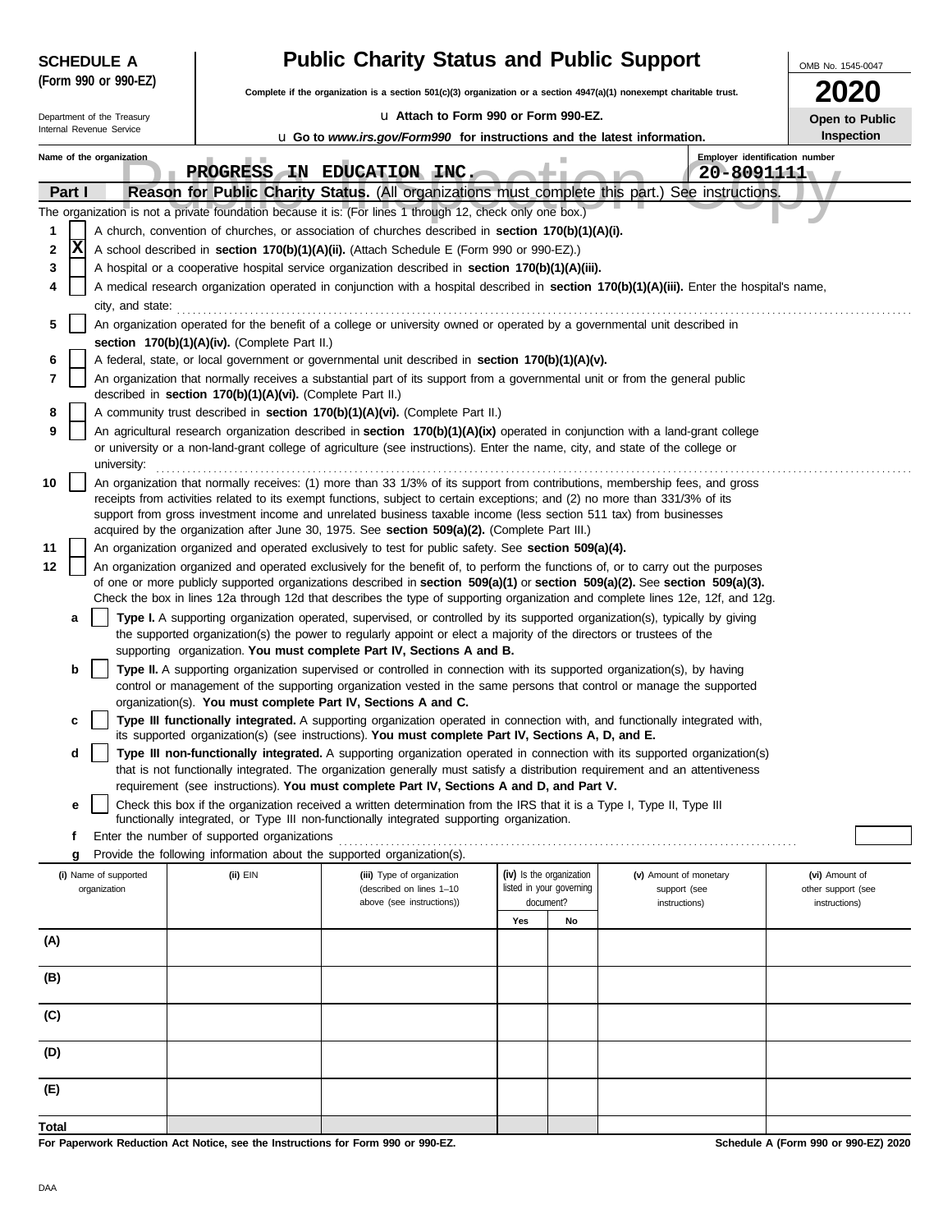**SCHEDULE A**
**(Form 990 or 990-EZ)**

Department of the Treasury
Internal Revenue Service

# Public Charity Status and Public Support

**Complete if the organization is a section 501(c)(3) organization or a section 4947(a)(1) nonexempt charitable trust.**

u **Attach to Form 990 or Form 990-EZ.**

u **Go to *www.irs.gov/Form990* for instructions and the latest information.**

OMB No. 1545-0047

**2020**

**Open to Public Inspection**

Name of the organization: **PROGRESS IN EDUCATION INC.**

Employer identification number: **20-8091111**

**Part I** **Reason for Public Charity Status.** (All organizations must complete this part.) See instructions.

The organization is not a private foundation because it is: (For lines 1 through 12, check only one box.)

1. [ ] A church, convention of churches, or association of churches described in **section 170(b)(1)(A)(i).**
2. [X] A school described in **section 170(b)(1)(A)(ii).** (Attach Schedule E (Form 990 or 990-EZ).)
3. [ ] A hospital or a cooperative hospital service organization described in **section 170(b)(1)(A)(iii).**
4. [ ] A medical research organization operated in conjunction with a hospital described in **section 170(b)(1)(A)(iii).** Enter the hospital's name, city, and state: ..........
5. [ ] An organization operated for the benefit of a college or university owned or operated by a governmental unit described in **section 170(b)(1)(A)(iv).** (Complete Part II.)
6. [ ] A federal, state, or local government or governmental unit described in **section 170(b)(1)(A)(v).**
7. [ ] An organization that normally receives a substantial part of its support from a governmental unit or from the general public described in **section 170(b)(1)(A)(vi).** (Complete Part II.)
8. [ ] A community trust described in **section 170(b)(1)(A)(vi).** (Complete Part II.)
9. [ ] An agricultural research organization described in **section 170(b)(1)(A)(ix)** operated in conjunction with a land-grant college or university or a non-land-grant college of agriculture (see instructions). Enter the name, city, and state of the college or university: ..........
10. [ ] An organization that normally receives: (1) more than 33 1/3% of its support from contributions, membership fees, and gross receipts from activities related to its exempt functions, subject to certain exceptions; and (2) no more than 331/3% of its support from gross investment income and unrelated business taxable income (less section 511 tax) from businesses acquired by the organization after June 30, 1975. See **section 509(a)(2).** (Complete Part III.)
11. [ ] An organization organized and operated exclusively to test for public safety. See **section 509(a)(4).**
12. [ ] An organization organized and operated exclusively for the benefit of, to perform the functions of, or to carry out the purposes of one or more publicly supported organizations described in **section 509(a)(1)** or **section 509(a)(2).** See **section 509(a)(3).** Check the box in lines 12a through 12d that describes the type of supporting organization and complete lines 12e, 12f, and 12g.
   - **a** [ ] **Type I.** A supporting organization operated, supervised, or controlled by its supported organization(s), typically by giving the supported organization(s) the power to regularly appoint or elect a majority of the directors or trustees of the supporting organization. **You must complete Part IV, Sections A and B.**
   - **b** [ ] **Type II.** A supporting organization supervised or controlled in connection with its supported organization(s), by having control or management of the supporting organization vested in the same persons that control or manage the supported organization(s). **You must complete Part IV, Sections A and C.**
   - **c** [ ] **Type III functionally integrated.** A supporting organization operated in connection with, and functionally integrated with, its supported organization(s) (see instructions). **You must complete Part IV, Sections A, D, and E.**
   - **d** [ ] **Type III non-functionally integrated.** A supporting organization operated in connection with its supported organization(s) that is not functionally integrated. The organization generally must satisfy a distribution requirement and an attentiveness requirement (see instructions). **You must complete Part IV, Sections A and D, and Part V.**
   - **e** [ ] Check this box if the organization received a written determination from the IRS that it is a Type I, Type II, Type III functionally integrated, or Type III non-functionally integrated supporting organization.
   - **f** Enter the number of supported organizations ..........
   - **g** Provide the following information about the supported organization(s).

| (i) Name of supported organization | (ii) EIN | (iii) Type of organization (described on lines 1–10 above (see instructions)) | (iv) Is the organization listed in your governing document? | | (v) Amount of monetary support (see instructions) | (vi) Amount of other support (see instructions) |
|---|---|---|---|---|---|---|
| | | | Yes | No | | |
| (A) | | | | | | |
| (B) | | | | | | |
| (C) | | | | | | |
| (D) | | | | | | |
| (E) | | | | | | |
| Total | | | | | | |

**For Paperwork Reduction Act Notice, see the Instructions for Form 990 or 990-EZ.** **Schedule A (Form 990 or 990-EZ) 2020**

DAA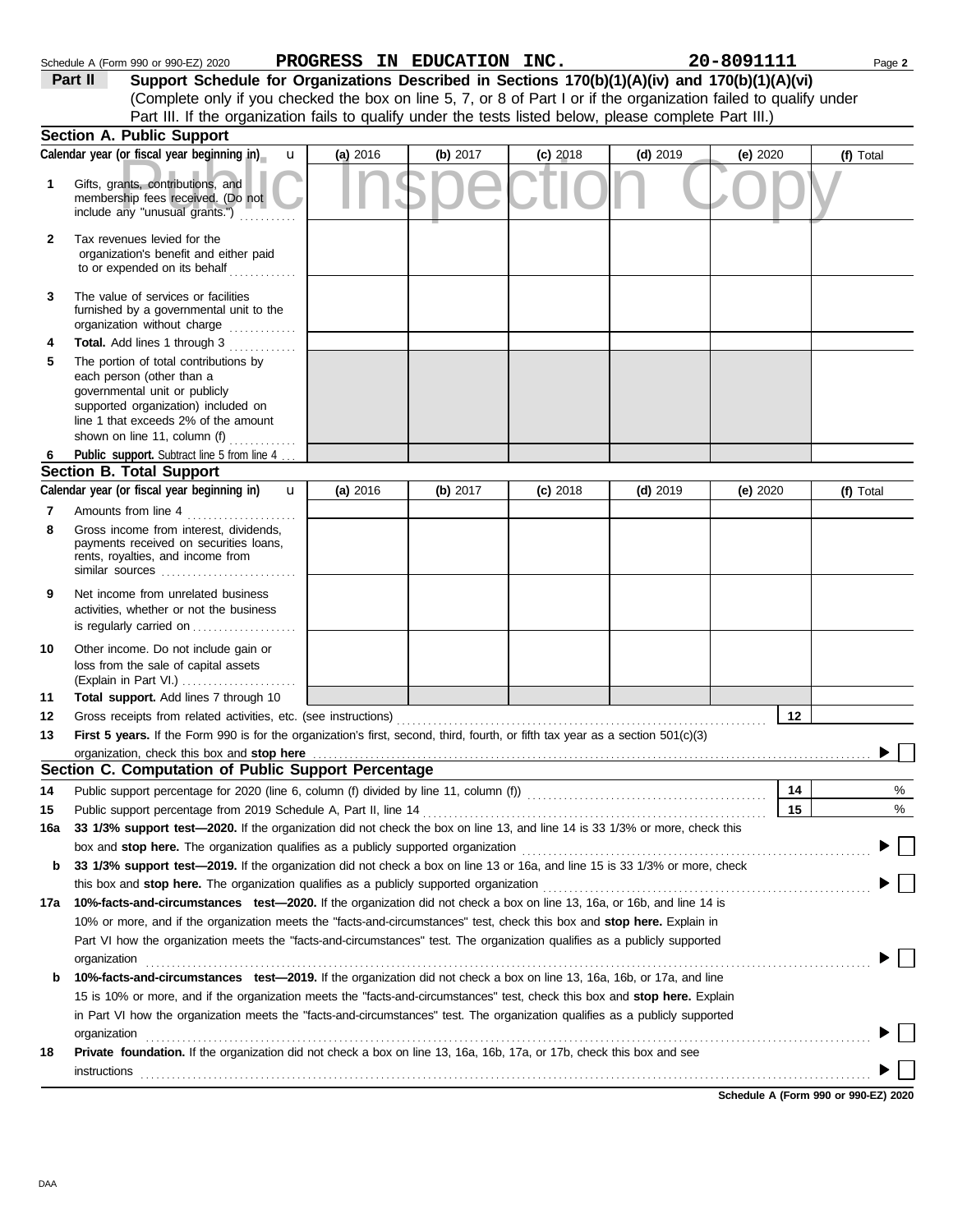Schedule A (Form 990 or 990-EZ) 2020 **PROGRESS IN EDUCATION INC.** **20-8091111** Page **2**

## Part II Support Schedule for Organizations Described in Sections 170(b)(1)(A)(iv) and 170(b)(1)(A)(vi)

(Complete only if you checked the box on line 5, 7, or 8 of Part I or if the organization failed to qualify under Part III. If the organization fails to qualify under the tests listed below, please complete Part III.)

Public Inspection Copy

### Section A. Public Support

| Calendar year (or fiscal year beginning in) | (a) 2016 | (b) 2017 | (c) 2018 | (d) 2019 | (e) 2020 | (f) Total |
|---|---|---|---|---|---|---|
| 1 Gifts, grants, contributions, and membership fees received. (Do not include any "unusual grants.") | | | | | | |
| 2 Tax revenues levied for the organization's benefit and either paid to or expended on its behalf | | | | | | |
| 3 The value of services or facilities furnished by a governmental unit to the organization without charge | | | | | | |
| 4 **Total.** Add lines 1 through 3 | | | | | | |
| 5 The portion of total contributions by each person (other than a governmental unit or publicly supported organization) included on line 1 that exceeds 2% of the amount shown on line 11, column (f) | | | | | | |
| 6 **Public support.** Subtract line 5 from line 4 | | | | | | |

### Section B. Total Support

| Calendar year (or fiscal year beginning in) | (a) 2016 | (b) 2017 | (c) 2018 | (d) 2019 | (e) 2020 | (f) Total |
|---|---|---|---|---|---|---|
| 7 Amounts from line 4 | | | | | | |
| 8 Gross income from interest, dividends, payments received on securities loans, rents, royalties, and income from similar sources | | | | | | |
| 9 Net income from unrelated business activities, whether or not the business is regularly carried on | | | | | | |
| 10 Other income. Do not include gain or loss from the sale of capital assets (Explain in Part VI.) | | | | | | |
| 11 **Total support.** Add lines 7 through 10 | | | | | | |

12 Gross receipts from related activities, etc. (see instructions) ..... 12

13 **First 5 years.** If the Form 990 is for the organization's first, second, third, fourth, or fifth tax year as a section 501(c)(3) organization, check this box and **stop here** ..... ▶ ☐

### Section C. Computation of Public Support Percentage

14 Public support percentage for 2020 (line 6, column (f) divided by line 11, column (f)) ..... 14 %

15 Public support percentage from 2019 Schedule A, Part II, line 14 ..... 15 %

16a **33 1/3% support test—2020.** If the organization did not check the box on line 13, and line 14 is 33 1/3% or more, check this box and **stop here.** The organization qualifies as a publicly supported organization ..... ▶ ☐

b **33 1/3% support test—2019.** If the organization did not check a box on line 13 or 16a, and line 15 is 33 1/3% or more, check this box and **stop here.** The organization qualifies as a publicly supported organization ..... ▶ ☐

17a **10%-facts-and-circumstances test—2020.** If the organization did not check a box on line 13, 16a, or 16b, and line 14 is 10% or more, and if the organization meets the "facts-and-circumstances" test, check this box and **stop here.** Explain in Part VI how the organization meets the "facts-and-circumstances" test. The organization qualifies as a publicly supported organization ..... ▶ ☐

b **10%-facts-and-circumstances test—2019.** If the organization did not check a box on line 13, 16a, 16b, or 17a, and line 15 is 10% or more, and if the organization meets the "facts-and-circumstances" test, check this box and **stop here.** Explain in Part VI how the organization meets the "facts-and-circumstances" test. The organization qualifies as a publicly supported organization ..... ▶ ☐

18 **Private foundation.** If the organization did not check a box on line 13, 16a, 16b, 17a, or 17b, check this box and see instructions ..... ▶ ☐

**Schedule A (Form 990 or 990-EZ) 2020**

DAA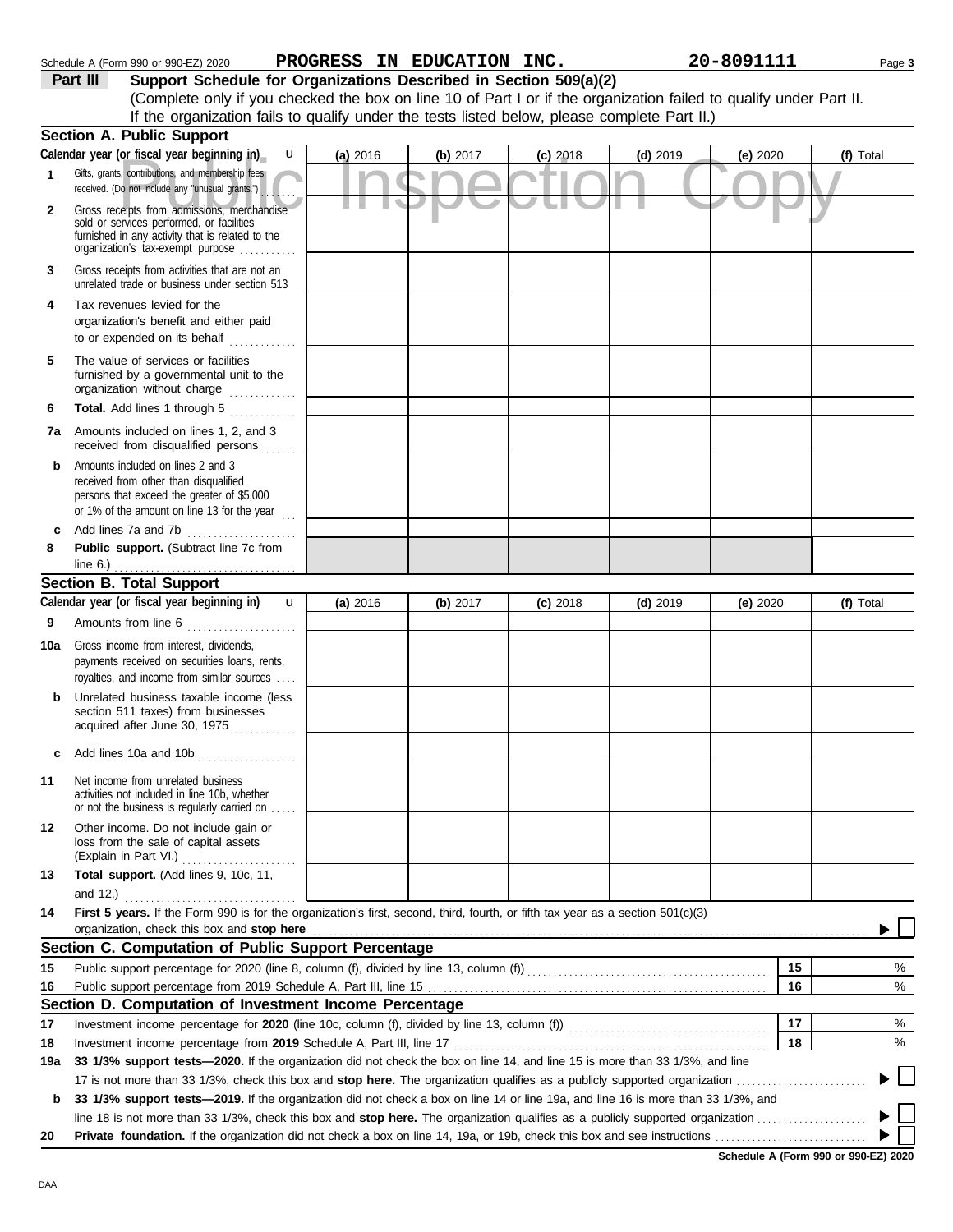Schedule A (Form 990 or 990-EZ) 2020 **PROGRESS IN EDUCATION INC.** **20-8091111**

## Part III Support Schedule for Organizations Described in Section 509(a)(2)

(Complete only if you checked the box on line 10 of Part I or if the organization failed to qualify under Part II. If the organization fails to qualify under the tests listed below, please complete Part II.)

### Section A. Public Support

| Calendar year (or fiscal year beginning in) | (a) 2016 | (b) 2017 | (c) 2018 | (d) 2019 | (e) 2020 | (f) Total |
|---|---|---|---|---|---|---|
| **1** Gifts, grants, contributions, and membership fees received. (Do not include any "unusual grants.") | | | | | | |
| **2** Gross receipts from admissions, merchandise sold or services performed, or facilities furnished in any activity that is related to the organization's tax-exempt purpose | | | | | | |
| **3** Gross receipts from activities that are not an unrelated trade or business under section 513 | | | | | | |
| **4** Tax revenues levied for the organization's benefit and either paid to or expended on its behalf | | | | | | |
| **5** The value of services or facilities furnished by a governmental unit to the organization without charge | | | | | | |
| **6** **Total.** Add lines 1 through 5 | | | | | | |
| **7a** Amounts included on lines 1, 2, and 3 received from disqualified persons | | | | | | |
| **b** Amounts included on lines 2 and 3 received from other than disqualified persons that exceed the greater of $5,000 or 1% of the amount on line 13 for the year | | | | | | |
| **c** Add lines 7a and 7b | | | | | | |
| **8** **Public support.** (Subtract line 7c from line 6.) | | | | | | |

### Section B. Total Support

| Calendar year (or fiscal year beginning in) | (a) 2016 | (b) 2017 | (c) 2018 | (d) 2019 | (e) 2020 | (f) Total |
|---|---|---|---|---|---|---|
| **9** Amounts from line 6 | | | | | | |
| **10a** Gross income from interest, dividends, payments received on securities loans, rents, royalties, and income from similar sources | | | | | | |
| **b** Unrelated business taxable income (less section 511 taxes) from businesses acquired after June 30, 1975 | | | | | | |
| **c** Add lines 10a and 10b | | | | | | |
| **11** Net income from unrelated business activities not included in line 10b, whether or not the business is regularly carried on | | | | | | |
| **12** Other income. Do not include gain or loss from the sale of capital assets (Explain in Part VI.) | | | | | | |
| **13** **Total support.** (Add lines 9, 10c, 11, and 12.) | | | | | | |

**14** **First 5 years.** If the Form 990 is for the organization's first, second, third, fourth, or fifth tax year as a section 501(c)(3) organization, check this box and **stop here** ☐

### Section C. Computation of Public Support Percentage

| | | | |
|---|---|---|---|
| **15** | Public support percentage for 2020 (line 8, column (f), divided by line 13, column (f)) | 15 | % |
| **16** | Public support percentage from 2019 Schedule A, Part III, line 15 | 16 | % |

### Section D. Computation of Investment Income Percentage

| | | | |
|---|---|---|---|
| **17** | Investment income percentage for **2020** (line 10c, column (f), divided by line 13, column (f)) | 17 | % |
| **18** | Investment income percentage from **2019** Schedule A, Part III, line 17 | 18 | % |

**19a** **33 1/3% support tests—2020.** If the organization did not check the box on line 14, and line 15 is more than 33 1/3%, and line 17 is not more than 33 1/3%, check this box and **stop here.** The organization qualifies as a publicly supported organization ☐

**b** **33 1/3% support tests—2019.** If the organization did not check a box on line 14 or line 19a, and line 16 is more than 33 1/3%, and line 18 is not more than 33 1/3%, check this box and **stop here.** The organization qualifies as a publicly supported organization ☐

**20** **Private foundation.** If the organization did not check a box on line 14, 19a, or 19b, check this box and see instructions ☐

**Schedule A (Form 990 or 990-EZ) 2020**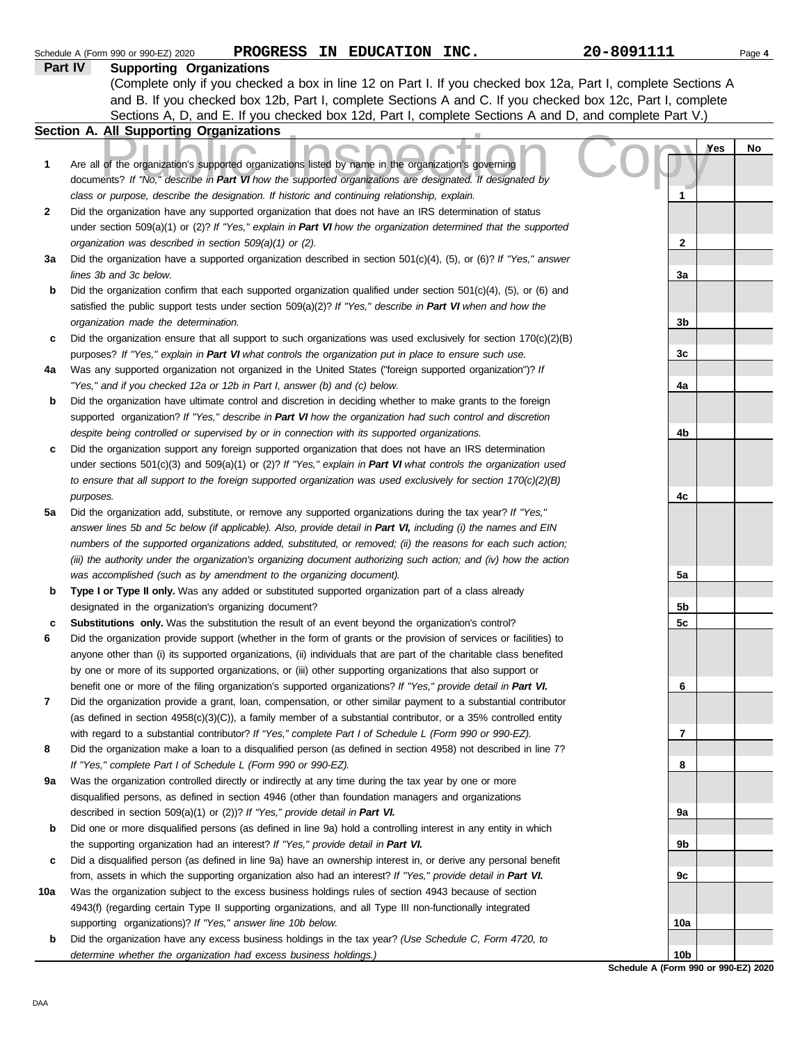Schedule A (Form 990 or 990-EZ) 2020 **PROGRESS IN EDUCATION INC.** **20-8091111**

## Part IV Supporting Organizations

(Complete only if you checked a box in line 12 on Part I. If you checked box 12a, Part I, complete Sections A and B. If you checked box 12b, Part I, complete Sections A and C. If you checked box 12c, Part I, complete Sections A, D, and E. If you checked box 12d, Part I, complete Sections A and D, and complete Part V.)

### Section A. All Supporting Organizations

| | | | Yes | No |
|---|---|---|---|---|
| **1** | Are all of the organization's supported organizations listed by name in the organization's governing documents? *If "No," describe in **Part VI** how the supported organizations are designated. If designated by class or purpose, describe the designation. If historic and continuing relationship, explain.* | **1** | | |
| **2** | Did the organization have any supported organization that does not have an IRS determination of status under section 509(a)(1) or (2)? *If "Yes," explain in **Part VI** how the organization determined that the supported organization was described in section 509(a)(1) or (2).* | **2** | | |
| **3a** | Did the organization have a supported organization described in section 501(c)(4), (5), or (6)? *If "Yes," answer lines 3b and 3c below.* | **3a** | | |
| **b** | Did the organization confirm that each supported organization qualified under section 501(c)(4), (5), or (6) and satisfied the public support tests under section 509(a)(2)? *If "Yes," describe in **Part VI** when and how the organization made the determination.* | **3b** | | |
| **c** | Did the organization ensure that all support to such organizations was used exclusively for section 170(c)(2)(B) purposes? *If "Yes," explain in **Part VI** what controls the organization put in place to ensure such use.* | **3c** | | |
| **4a** | Was any supported organization not organized in the United States ("foreign supported organization")? *If "Yes," and if you checked 12a or 12b in Part I, answer (b) and (c) below.* | **4a** | | |
| **b** | Did the organization have ultimate control and discretion in deciding whether to make grants to the foreign supported organization? *If "Yes," describe in **Part VI** how the organization had such control and discretion despite being controlled or supervised by or in connection with its supported organizations.* | **4b** | | |
| **c** | Did the organization support any foreign supported organization that does not have an IRS determination under sections 501(c)(3) and 509(a)(1) or (2)? *If "Yes," explain in **Part VI** what controls the organization used to ensure that all support to the foreign supported organization was used exclusively for section 170(c)(2)(B) purposes.* | **4c** | | |
| **5a** | Did the organization add, substitute, or remove any supported organizations during the tax year? *If "Yes," answer lines 5b and 5c below (if applicable). Also, provide detail in **Part VI,** including (i) the names and EIN numbers of the supported organizations added, substituted, or removed; (ii) the reasons for each such action; (iii) the authority under the organization's organizing document authorizing such action; and (iv) how the action was accomplished (such as by amendment to the organizing document).* | **5a** | | |
| **b** | **Type I or Type II only.** Was any added or substituted supported organization part of a class already designated in the organization's organizing document? | **5b** | | |
| **c** | **Substitutions only.** Was the substitution the result of an event beyond the organization's control? | **5c** | | |
| **6** | Did the organization provide support (whether in the form of grants or the provision of services or facilities) to anyone other than (i) its supported organizations, (ii) individuals that are part of the charitable class benefited by one or more of its supported organizations, or (iii) other supporting organizations that also support or benefit one or more of the filing organization's supported organizations? *If "Yes," provide detail in **Part VI.*** | **6** | | |
| **7** | Did the organization provide a grant, loan, compensation, or other similar payment to a substantial contributor (as defined in section 4958(c)(3)(C)), a family member of a substantial contributor, or a 35% controlled entity with regard to a substantial contributor? *If "Yes," complete Part I of Schedule L (Form 990 or 990-EZ).* | **7** | | |
| **8** | Did the organization make a loan to a disqualified person (as defined in section 4958) not described in line 7? *If "Yes," complete Part I of Schedule L (Form 990 or 990-EZ).* | **8** | | |
| **9a** | Was the organization controlled directly or indirectly at any time during the tax year by one or more disqualified persons, as defined in section 4946 (other than foundation managers and organizations described in section 509(a)(1) or (2))? *If "Yes," provide detail in **Part VI.*** | **9a** | | |
| **b** | Did one or more disqualified persons (as defined in line 9a) hold a controlling interest in any entity in which the supporting organization had an interest? *If "Yes," provide detail in **Part VI.*** | **9b** | | |
| **c** | Did a disqualified person (as defined in line 9a) have an ownership interest in, or derive any personal benefit from, assets in which the supporting organization also had an interest? *If "Yes," provide detail in **Part VI.*** | **9c** | | |
| **10a** | Was the organization subject to the excess business holdings rules of section 4943 because of section 4943(f) (regarding certain Type II supporting organizations, and all Type III non-functionally integrated supporting organizations)? *If "Yes," answer line 10b below.* | **10a** | | |
| **b** | Did the organization have any excess business holdings in the tax year? *(Use Schedule C, Form 4720, to determine whether the organization had excess business holdings.)* | **10b** | | |

**Schedule A (Form 990 or 990-EZ) 2020**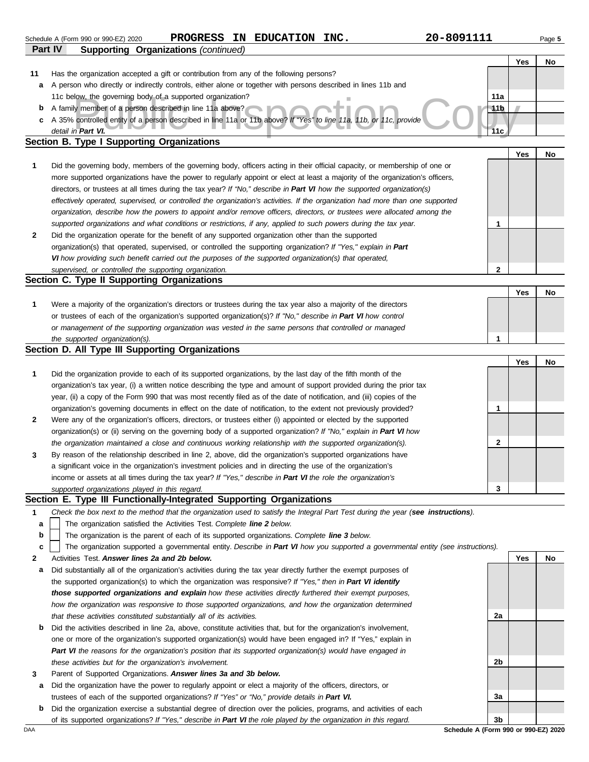Schedule A (Form 990 or 990-EZ) 2020 **PROGRESS IN EDUCATION INC.** **20-8091111**

## Part IV Supporting Organizations *(continued)*

| | | | Yes | No |
|---|---|---|---|---|
| **11** | Has the organization accepted a gift or contribution from any of the following persons? | | | |
| **a** | A person who directly or indirectly controls, either alone or together with persons described in lines 11b and 11c below, the governing body of a supported organization? | **11a** | | |
| **b** | A family member of a person described in line 11a above? | **11b** | | |
| **c** | A 35% controlled entity of a person described in line 11a or 11b above? *If "Yes" to line 11a, 11b, or 11c, provide detail in* ***Part VI.*** | **11c** | | |

### Section B. Type I Supporting Organizations

| | | | Yes | No |
|---|---|---|---|---|
| **1** | Did the governing body, members of the governing body, officers acting in their official capacity, or membership of one or more supported organizations have the power to regularly appoint or elect at least a majority of the organization's officers, directors, or trustees at all times during the tax year? *If "No," describe in* ***Part VI*** *how the supported organization(s) effectively operated, supervised, or controlled the organization's activities. If the organization had more than one supported organization, describe how the powers to appoint and/or remove officers, directors, or trustees were allocated among the supported organizations and what conditions or restrictions, if any, applied to such powers during the tax year.* | **1** | | |
| **2** | Did the organization operate for the benefit of any supported organization other than the supported organization(s) that operated, supervised, or controlled the supporting organization? *If "Yes," explain in* ***Part VI*** *how providing such benefit carried out the purposes of the supported organization(s) that operated, supervised, or controlled the supporting organization.* | **2** | | |

### Section C. Type II Supporting Organizations

| | | | Yes | No |
|---|---|---|---|---|
| **1** | Were a majority of the organization's directors or trustees during the tax year also a majority of the directors or trustees of each of the organization's supported organization(s)? *If "No," describe in* ***Part VI*** *how control or management of the supporting organization was vested in the same persons that controlled or managed the supported organization(s).* | **1** | | |

### Section D. All Type III Supporting Organizations

| | | | Yes | No |
|---|---|---|---|---|
| **1** | Did the organization provide to each of its supported organizations, by the last day of the fifth month of the organization's tax year, (i) a written notice describing the type and amount of support provided during the prior tax year, (ii) a copy of the Form 990 that was most recently filed as of the date of notification, and (iii) copies of the organization's governing documents in effect on the date of notification, to the extent not previously provided? | **1** | | |
| **2** | Were any of the organization's officers, directors, or trustees either (i) appointed or elected by the supported organization(s) or (ii) serving on the governing body of a supported organization? *If "No," explain in* ***Part VI*** *how the organization maintained a close and continuous working relationship with the supported organization(s).* | **2** | | |
| **3** | By reason of the relationship described in line 2, above, did the organization's supported organizations have a significant voice in the organization's investment policies and in directing the use of the organization's income or assets at all times during the tax year? *If "Yes," describe in* ***Part VI*** *the role the organization's supported organizations played in this regard.* | **3** | | |

### Section E. Type III Functionally-Integrated Supporting Organizations

**1** *Check the box next to the method that the organization used to satisfy the Integral Part Test during the year (****see instructions****).*

- **a** ☐ The organization satisfied the Activities Test. *Complete* ***line 2*** *below.*
- **b** ☐ The organization is the parent of each of its supported organizations. *Complete* ***line 3*** *below.*
- **c** ☐ The organization supported a governmental entity. *Describe in* ***Part VI*** *how you supported a governmental entity (see instructions).*

| | | | Yes | No |
|---|---|---|---|---|
| **2** | Activities Test. ***Answer lines 2a and 2b below.*** | | | |
| **a** | Did substantially all of the organization's activities during the tax year directly further the exempt purposes of the supported organization(s) to which the organization was responsive? *If "Yes," then in* ***Part VI identify those supported organizations and explain*** *how these activities directly furthered their exempt purposes, how the organization was responsive to those supported organizations, and how the organization determined that these activities constituted substantially all of its activities.* | **2a** | | |
| **b** | Did the activities described in line 2a, above, constitute activities that, but for the organization's involvement, one or more of the organization's supported organization(s) would have been engaged in? If "Yes," explain in ***Part VI*** *the reasons for the organization's position that its supported organization(s) would have engaged in these activities but for the organization's involvement.* | **2b** | | |
| **3** | Parent of Supported Organizations. ***Answer lines 3a and 3b below.*** | | | |
| **a** | Did the organization have the power to regularly appoint or elect a majority of the officers, directors, or trustees of each of the supported organizations? *If "Yes" or "No," provide details in* ***Part VI.*** | **3a** | | |
| **b** | Did the organization exercise a substantial degree of direction over the policies, programs, and activities of each of its supported organizations? *If "Yes," describe in* ***Part VI*** *the role played by the organization in this regard.* | **3b** | | |

DAA **Schedule A (Form 990 or 990-EZ) 2020**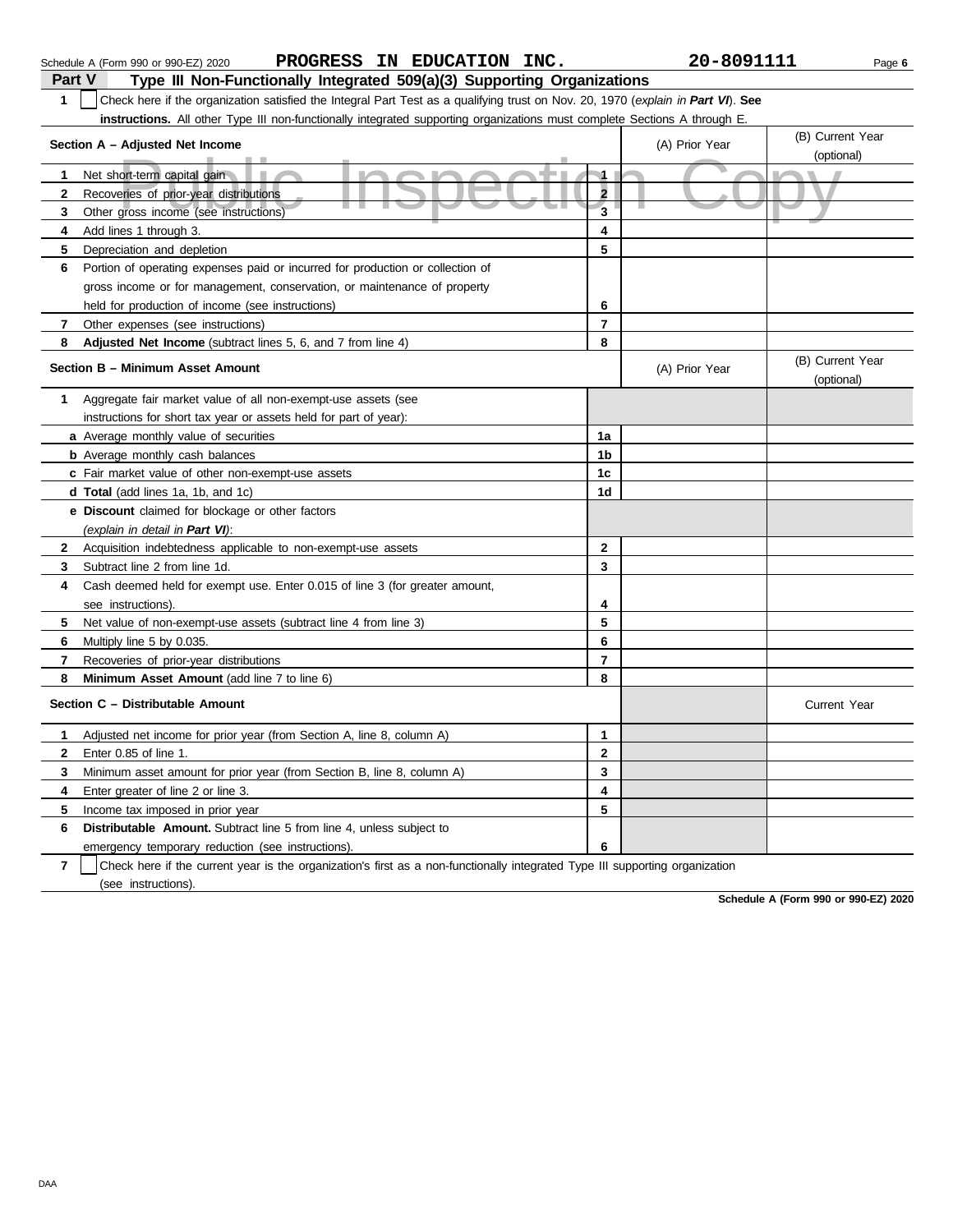Schedule A (Form 990 or 990-EZ) 2020 **PROGRESS IN EDUCATION INC.** **20-8091111**

## Part V Type III Non-Functionally Integrated 509(a)(3) Supporting Organizations

**1** ☐ Check here if the organization satisfied the Integral Part Test as a qualifying trust on Nov. 20, 1970 (*explain in **Part VI***). **See instructions.** All other Type III non-functionally integrated supporting organizations must complete Sections A through E.

| **Section A – Adjusted Net Income** | | (A) Prior Year | (B) Current Year (optional) |
|---|---|---|---|
| **1** Net short-term capital gain | 1 | | |
| **2** Recoveries of prior-year distributions | 2 | | |
| **3** Other gross income (see instructions) | 3 | | |
| **4** Add lines 1 through 3. | 4 | | |
| **5** Depreciation and depletion | 5 | | |
| **6** Portion of operating expenses paid or incurred for production or collection of gross income or for management, conservation, or maintenance of property held for production of income (see instructions) | 6 | | |
| **7** Other expenses (see instructions) | 7 | | |
| **8** **Adjusted Net Income** (subtract lines 5, 6, and 7 from line 4) | 8 | | |

| **Section B – Minimum Asset Amount** | | (A) Prior Year | (B) Current Year (optional) |
|---|---|---|---|
| **1** Aggregate fair market value of all non-exempt-use assets (see instructions for short tax year or assets held for part of year): | | | |
| **a** Average monthly value of securities | 1a | | |
| **b** Average monthly cash balances | 1b | | |
| **c** Fair market value of other non-exempt-use assets | 1c | | |
| **d** **Total** (add lines 1a, 1b, and 1c) | 1d | | |
| **e** **Discount** claimed for blockage or other factors (*explain in detail in **Part VI***): | | | |
| **2** Acquisition indebtedness applicable to non-exempt-use assets | 2 | | |
| **3** Subtract line 2 from line 1d. | 3 | | |
| **4** Cash deemed held for exempt use. Enter 0.015 of line 3 (for greater amount, see instructions). | 4 | | |
| **5** Net value of non-exempt-use assets (subtract line 4 from line 3) | 5 | | |
| **6** Multiply line 5 by 0.035. | 6 | | |
| **7** Recoveries of prior-year distributions | 7 | | |
| **8** **Minimum Asset Amount** (add line 7 to line 6) | 8 | | |

| **Section C – Distributable Amount** | | | Current Year |
|---|---|---|---|
| **1** Adjusted net income for prior year (from Section A, line 8, column A) | 1 | | |
| **2** Enter 0.85 of line 1. | 2 | | |
| **3** Minimum asset amount for prior year (from Section B, line 8, column A) | 3 | | |
| **4** Enter greater of line 2 or line 3. | 4 | | |
| **5** Income tax imposed in prior year | 5 | | |
| **6** **Distributable Amount.** Subtract line 5 from line 4, unless subject to emergency temporary reduction (see instructions). | 6 | | |

**7** ☐ Check here if the current year is the organization's first as a non-functionally integrated Type III supporting organization (see instructions).

**Schedule A (Form 990 or 990-EZ) 2020**

DAA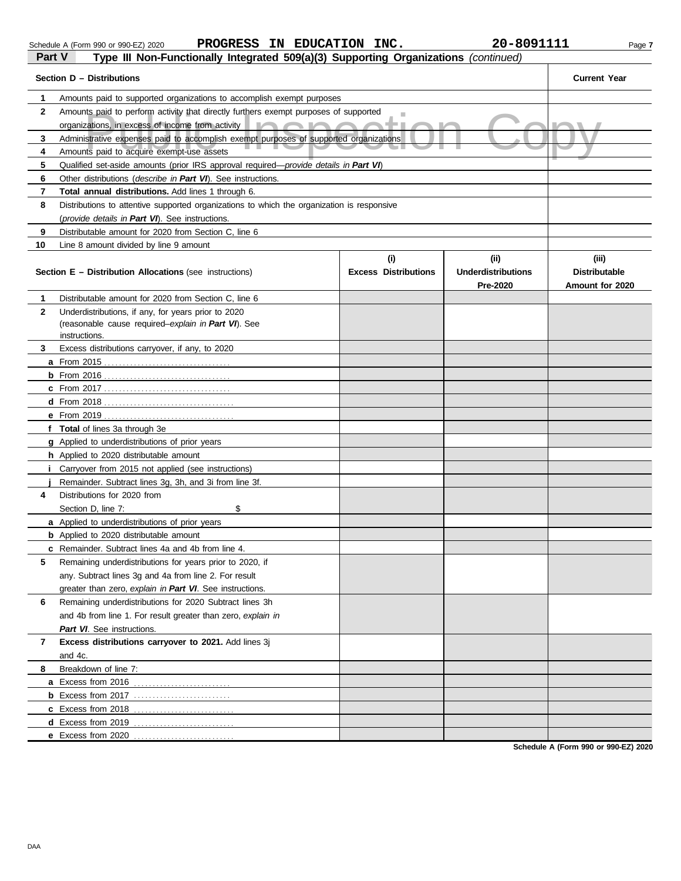Schedule A (Form 990 or 990-EZ) 2020 **PROGRESS IN EDUCATION INC.** **20-8091111**

**Part V** **Type III Non-Functionally Integrated 509(a)(3) Supporting Organizations** *(continued)*

| **Section D – Distributions** | | **Current Year** |
|---|---|---|
| 1 | Amounts paid to supported organizations to accomplish exempt purposes | |
| 2 | Amounts paid to perform activity that directly furthers exempt purposes of supported organizations, in excess of income from activity | |
| 3 | Administrative expenses paid to accomplish exempt purposes of supported organizations | |
| 4 | Amounts paid to acquire exempt-use assets | |
| 5 | Qualified set-aside amounts (prior IRS approval required—*provide details in* ***Part VI***) | |
| 6 | Other distributions (*describe in* ***Part VI***). See instructions. | |
| 7 | **Total annual distributions.** Add lines 1 through 6. | |
| 8 | Distributions to attentive supported organizations to which the organization is responsive (*provide details in* ***Part VI***). See instructions. | |
| 9 | Distributable amount for 2020 from Section C, line 6 | |
| 10 | Line 8 amount divided by line 9 amount | |

| | **Section E – Distribution Allocations** (see instructions) | **(i)** **Excess Distributions** | **(ii)** **Underdistributions Pre-2020** | **(iii)** **Distributable Amount for 2020** |
|---|---|---|---|---|
| 1 | Distributable amount for 2020 from Section C, line 6 | | | |
| 2 | Underdistributions, if any, for years prior to 2020 (reasonable cause required–*explain in* ***Part VI***). See instructions. | | | |
| 3 | Excess distributions carryover, if any, to 2020 | | | |
| a | From 2015 | | | |
| b | From 2016 | | | |
| c | From 2017 | | | |
| d | From 2018 | | | |
| e | From 2019 | | | |
| f | **Total** of lines 3a through 3e | | | |
| g | Applied to underdistributions of prior years | | | |
| h | Applied to 2020 distributable amount | | | |
| i | Carryover from 2015 not applied (see instructions) | | | |
| j | Remainder. Subtract lines 3g, 3h, and 3i from line 3f. | | | |
| 4 | Distributions for 2020 from Section D, line 7: $ | | | |
| a | Applied to underdistributions of prior years | | | |
| b | Applied to 2020 distributable amount | | | |
| c | Remainder. Subtract lines 4a and 4b from line 4. | | | |
| 5 | Remaining underdistributions for years prior to 2020, if any. Subtract lines 3g and 4a from line 2. For result greater than zero, *explain in* ***Part VI***. See instructions. | | | |
| 6 | Remaining underdistributions for 2020 Subtract lines 3h and 4b from line 1. For result greater than zero, *explain in* ***Part VI***. See instructions. | | | |
| 7 | **Excess distributions carryover to 2021.** Add lines 3j and 4c. | | | |
| 8 | Breakdown of line 7: | | | |
| a | Excess from 2016 | | | |
| b | Excess from 2017 | | | |
| c | Excess from 2018 | | | |
| d | Excess from 2019 | | | |
| e | Excess from 2020 | | | |

**Schedule A (Form 990 or 990-EZ) 2020**

DAA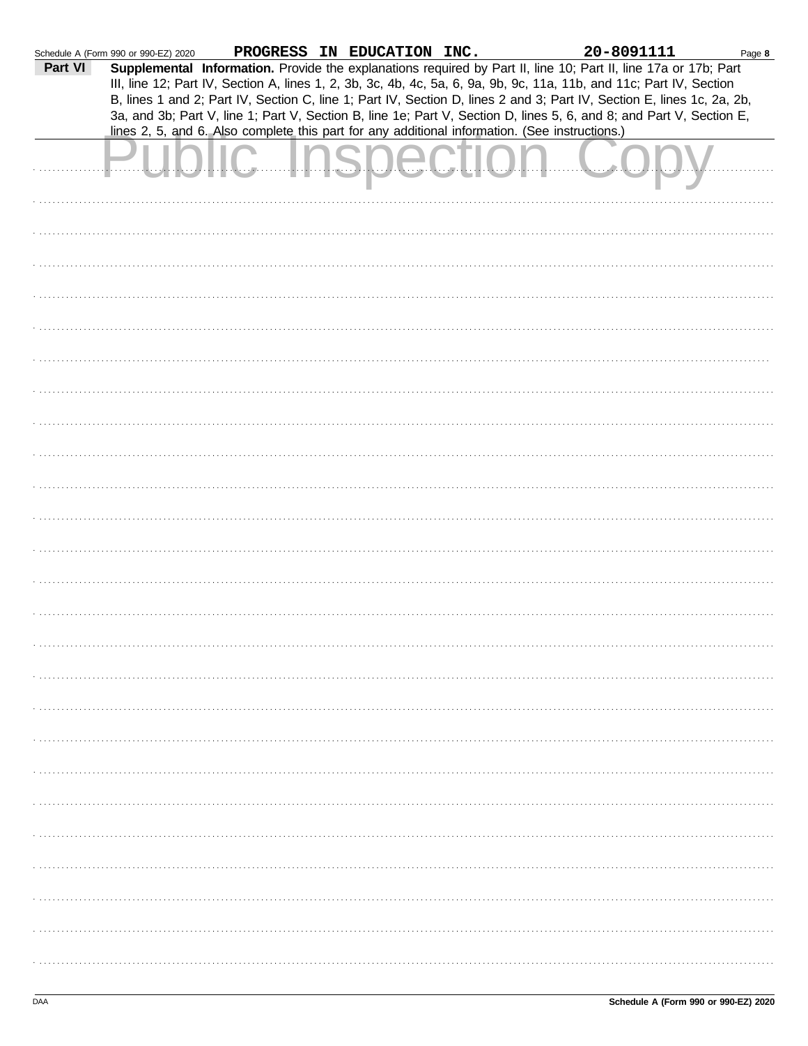Schedule A (Form 990 or 990-EZ) 2020 **PROGRESS IN EDUCATION INC.** **20-8091111** Page **8**

**Part VI** **Supplemental Information.** Provide the explanations required by Part II, line 10; Part II, line 17a or 17b; Part III, line 12; Part IV, Section A, lines 1, 2, 3b, 3c, 4b, 4c, 5a, 6, 9a, 9b, 9c, 11a, 11b, and 11c; Part IV, Section B, lines 1 and 2; Part IV, Section C, line 1; Part IV, Section D, lines 2 and 3; Part IV, Section E, lines 1c, 2a, 2b, 3a, and 3b; Part V, line 1; Part V, Section B, line 1e; Part V, Section D, lines 5, 6, and 8; and Part V, Section E, lines 2, 5, and 6. Also complete this part for any additional information. (See instructions.)

Public Inspection Copy

DAA **Schedule A (Form 990 or 990-EZ) 2020**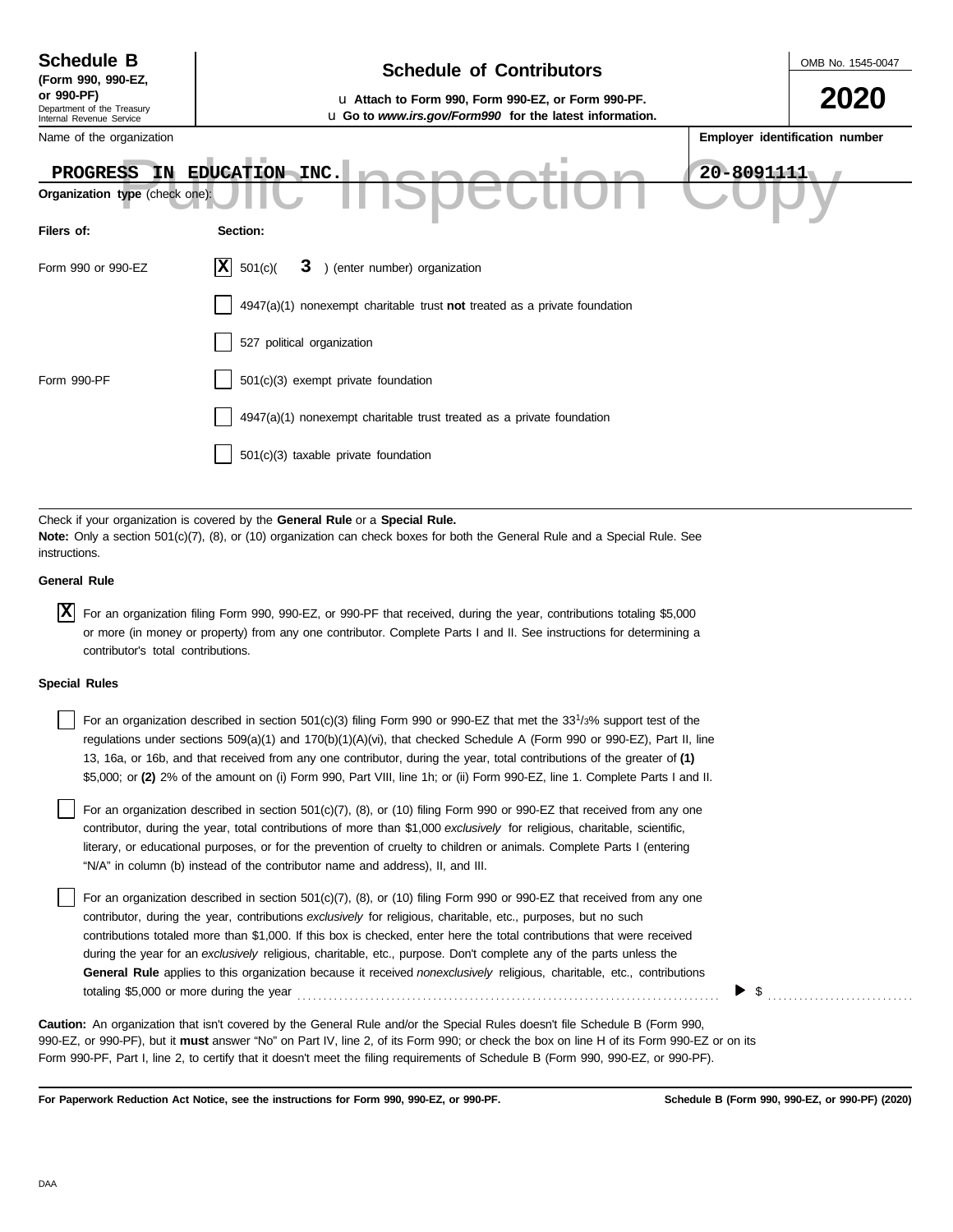**Schedule B**
**(Form 990, 990-EZ, or 990-PF)**
Department of the Treasury
Internal Revenue Service

# Schedule of Contributors

u **Attach to Form 990, Form 990-EZ, or Form 990-PF.**
u **Go to *www.irs.gov/Form990* for the latest information.**

OMB No. 1545-0047

**2020**

Name of the organization: PROGRESS IN EDUCATION INC.

**Employer identification number**: 20-8091111

Public Inspection Copy

**Organization type** (check one):

| Filers of: | Section: |
|---|---|
| Form 990 or 990-EZ | [X] 501(c)( 3 ) (enter number) organization |
| | [ ] 4947(a)(1) nonexempt charitable trust **not** treated as a private foundation |
| | [ ] 527 political organization |
| Form 990-PF | [ ] 501(c)(3) exempt private foundation |
| | [ ] 4947(a)(1) nonexempt charitable trust treated as a private foundation |
| | [ ] 501(c)(3) taxable private foundation |

Check if your organization is covered by the **General Rule** or a **Special Rule.**
**Note:** Only a section 501(c)(7), (8), or (10) organization can check boxes for both the General Rule and a Special Rule. See instructions.

**General Rule**

[X] For an organization filing Form 990, 990-EZ, or 990-PF that received, during the year, contributions totaling $5,000 or more (in money or property) from any one contributor. Complete Parts I and II. See instructions for determining a contributor's total contributions.

**Special Rules**

[ ] For an organization described in section 501(c)(3) filing Form 990 or 990-EZ that met the $33\frac{1}{3}$% support test of the regulations under sections 509(a)(1) and 170(b)(1)(A)(vi), that checked Schedule A (Form 990 or 990-EZ), Part II, line 13, 16a, or 16b, and that received from any one contributor, during the year, total contributions of the greater of **(1)** $5,000; or **(2)** 2% of the amount on (i) Form 990, Part VIII, line 1h; or (ii) Form 990-EZ, line 1. Complete Parts I and II.

[ ] For an organization described in section 501(c)(7), (8), or (10) filing Form 990 or 990-EZ that received from any one contributor, during the year, total contributions of more than $1,000 *exclusively* for religious, charitable, scientific, literary, or educational purposes, or for the prevention of cruelty to children or animals. Complete Parts I (entering "N/A" in column (b) instead of the contributor name and address), II, and III.

[ ] For an organization described in section 501(c)(7), (8), or (10) filing Form 990 or 990-EZ that received from any one contributor, during the year, contributions *exclusively* for religious, charitable, etc., purposes, but no such contributions totaled more than $1,000. If this box is checked, enter here the total contributions that were received during the year for an *exclusively* religious, charitable, etc., purpose. Don't complete any of the parts unless the **General Rule** applies to this organization because it received *nonexclusively* religious, charitable, etc., contributions totaling $5,000 or more during the year . . . . . . . . . . ▶ $ . . . . . . . . . .

**Caution:** An organization that isn't covered by the General Rule and/or the Special Rules doesn't file Schedule B (Form 990, 990-EZ, or 990-PF), but it **must** answer "No" on Part IV, line 2, of its Form 990; or check the box on line H of its Form 990-EZ or on its Form 990-PF, Part I, line 2, to certify that it doesn't meet the filing requirements of Schedule B (Form 990, 990-EZ, or 990-PF).

**For Paperwork Reduction Act Notice, see the instructions for Form 990, 990-EZ, or 990-PF.** **Schedule B (Form 990, 990-EZ, or 990-PF) (2020)**

DAA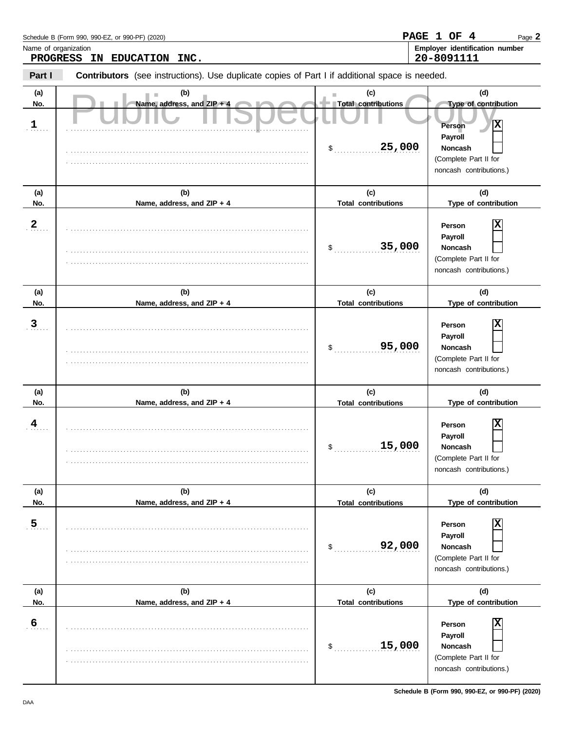Schedule B (Form 990, 990-EZ, or 990-PF) (2020)

PAGE 1 OF 4

Name of organization: **PROGRESS IN EDUCATION INC.**

Employer identification number: **20-8091111**

**Part I** **Contributors** (see instructions). Use duplicate copies of Part I if additional space is needed.

Public Inspection Copy

| (a) No. | (b) Name, address, and ZIP + 4 | (c) Total contributions | (d) Type of contribution |
|---|---|---|---|
| 1 | | $ 25,000 | Person [X] Payroll [ ] Noncash [ ] (Complete Part II for noncash contributions.) |
| 2 | | $ 35,000 | Person [X] Payroll [ ] Noncash [ ] (Complete Part II for noncash contributions.) |
| 3 | | $ 95,000 | Person [X] Payroll [ ] Noncash [ ] (Complete Part II for noncash contributions.) |
| 4 | | $ 15,000 | Person [X] Payroll [ ] Noncash [ ] (Complete Part II for noncash contributions.) |
| 5 | | $ 92,000 | Person [X] Payroll [ ] Noncash [ ] (Complete Part II for noncash contributions.) |
| 6 | | $ 15,000 | Person [X] Payroll [ ] Noncash [ ] (Complete Part II for noncash contributions.) |

Schedule B (Form 990, 990-EZ, or 990-PF) (2020)

DAA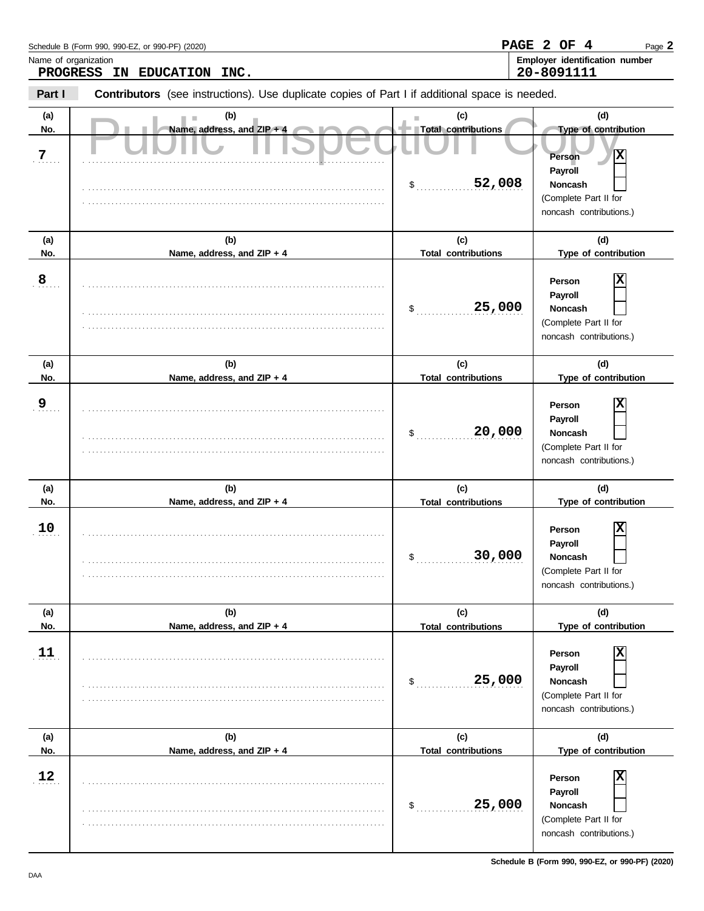Schedule B (Form 990, 990-EZ, or 990-PF) (2020)

Name of organization
**PROGRESS IN EDUCATION INC.**

Employer identification number
**20-8091111**

**Part I** **Contributors** (see instructions). Use duplicate copies of Part I if additional space is needed.

Public Inspection Copy

| (a) No. | (b) Name, address, and ZIP + 4 | (c) Total contributions | (d) Type of contribution |
|---|---|---|---|
| 7 | | $ 52,008 | Person [X] Payroll [ ] Noncash [ ] (Complete Part II for noncash contributions.) |
| 8 | | $ 25,000 | Person [X] Payroll [ ] Noncash [ ] (Complete Part II for noncash contributions.) |
| 9 | | $ 20,000 | Person [X] Payroll [ ] Noncash [ ] (Complete Part II for noncash contributions.) |
| 10 | | $ 30,000 | Person [X] Payroll [ ] Noncash [ ] (Complete Part II for noncash contributions.) |
| 11 | | $ 25,000 | Person [X] Payroll [ ] Noncash [ ] (Complete Part II for noncash contributions.) |
| 12 | | $ 25,000 | Person [X] Payroll [ ] Noncash [ ] (Complete Part II for noncash contributions.) |

Schedule B (Form 990, 990-EZ, or 990-PF) (2020)

DAA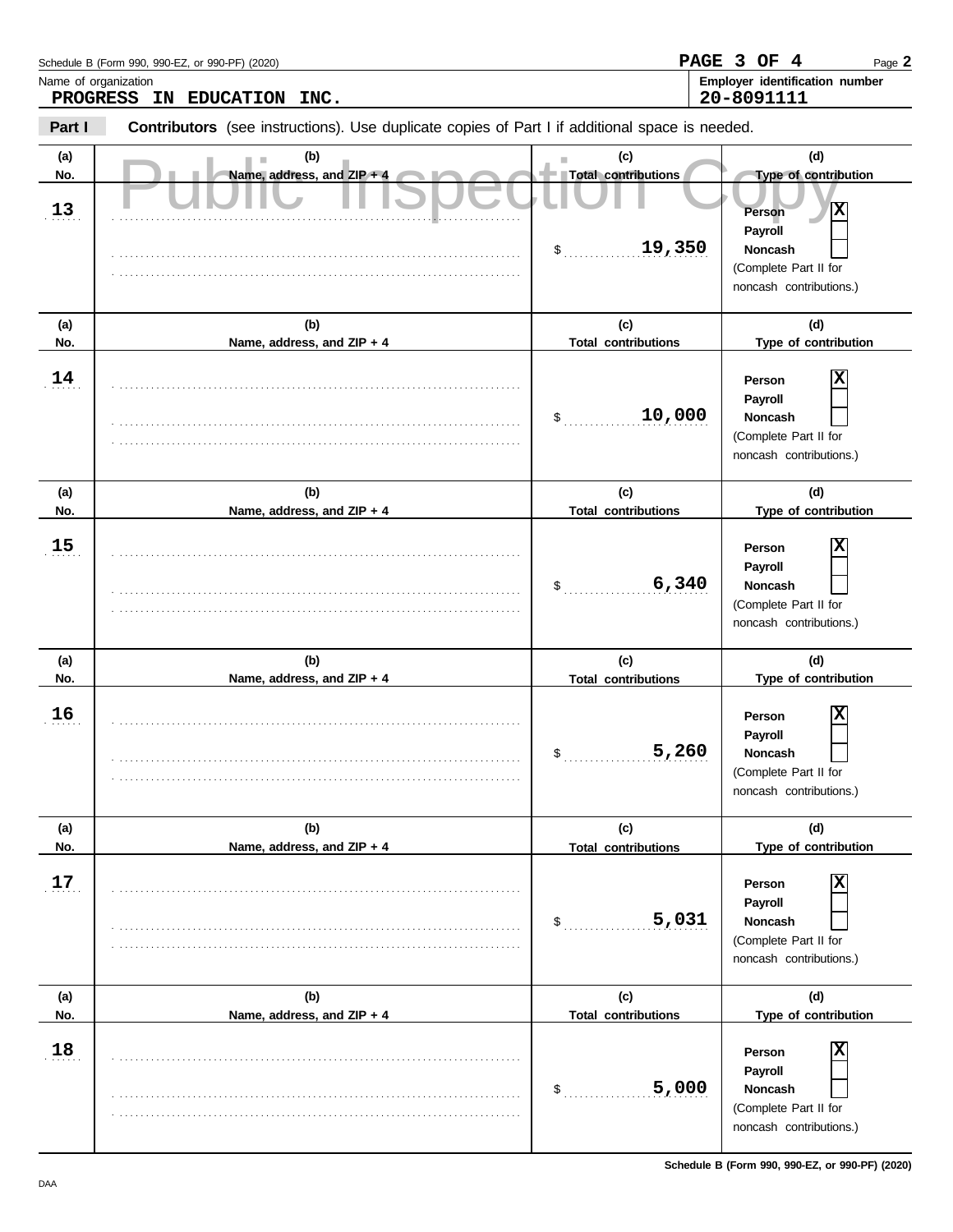Schedule B (Form 990, 990-EZ, or 990-PF) (2020)

Name of organization: **PROGRESS IN EDUCATION INC.**

Employer identification number: **20-8091111**

**Part I** **Contributors** (see instructions). Use duplicate copies of Part I if additional space is needed.

Public Inspection Copy

| (a) No. | (b) Name, address, and ZIP + 4 | (c) Total contributions | (d) Type of contribution |
|---|---|---|---|
| 13 | | $ 19,350 | Person [X] Payroll [ ] Noncash [ ] (Complete Part II for noncash contributions.) |
| 14 | | $ 10,000 | Person [X] Payroll [ ] Noncash [ ] (Complete Part II for noncash contributions.) |
| 15 | | $ 6,340 | Person [X] Payroll [ ] Noncash [ ] (Complete Part II for noncash contributions.) |
| 16 | | $ 5,260 | Person [X] Payroll [ ] Noncash [ ] (Complete Part II for noncash contributions.) |
| 17 | | $ 5,031 | Person [X] Payroll [ ] Noncash [ ] (Complete Part II for noncash contributions.) |
| 18 | | $ 5,000 | Person [X] Payroll [ ] Noncash [ ] (Complete Part II for noncash contributions.) |

Schedule B (Form 990, 990-EZ, or 990-PF) (2020)

DAA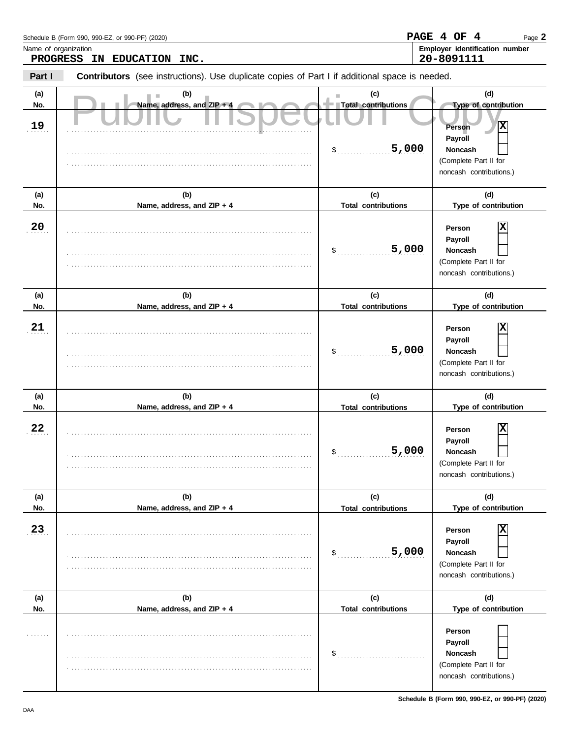Schedule B (Form 990, 990-EZ, or 990-PF) (2020)

Name of organization: **PROGRESS IN EDUCATION INC.**

Employer identification number: **20-8091111**

**Part I** **Contributors** (see instructions). Use duplicate copies of Part I if additional space is needed.

Public Inspection Copy

| (a) No. | (b) Name, address, and ZIP + 4 | (c) Total contributions | (d) Type of contribution |
|---|---|---|---|
| 19 | | $ 5,000 | Person [X] Payroll [ ] Noncash [ ] (Complete Part II for noncash contributions.) |
| 20 | | $ 5,000 | Person [X] Payroll [ ] Noncash [ ] (Complete Part II for noncash contributions.) |
| 21 | | $ 5,000 | Person [X] Payroll [ ] Noncash [ ] (Complete Part II for noncash contributions.) |
| 22 | | $ 5,000 | Person [X] Payroll [ ] Noncash [ ] (Complete Part II for noncash contributions.) |
| 23 | | $ 5,000 | Person [X] Payroll [ ] Noncash [ ] (Complete Part II for noncash contributions.) |
| | | $ | Person [ ] Payroll [ ] Noncash [ ] (Complete Part II for noncash contributions.) |

Schedule B (Form 990, 990-EZ, or 990-PF) (2020)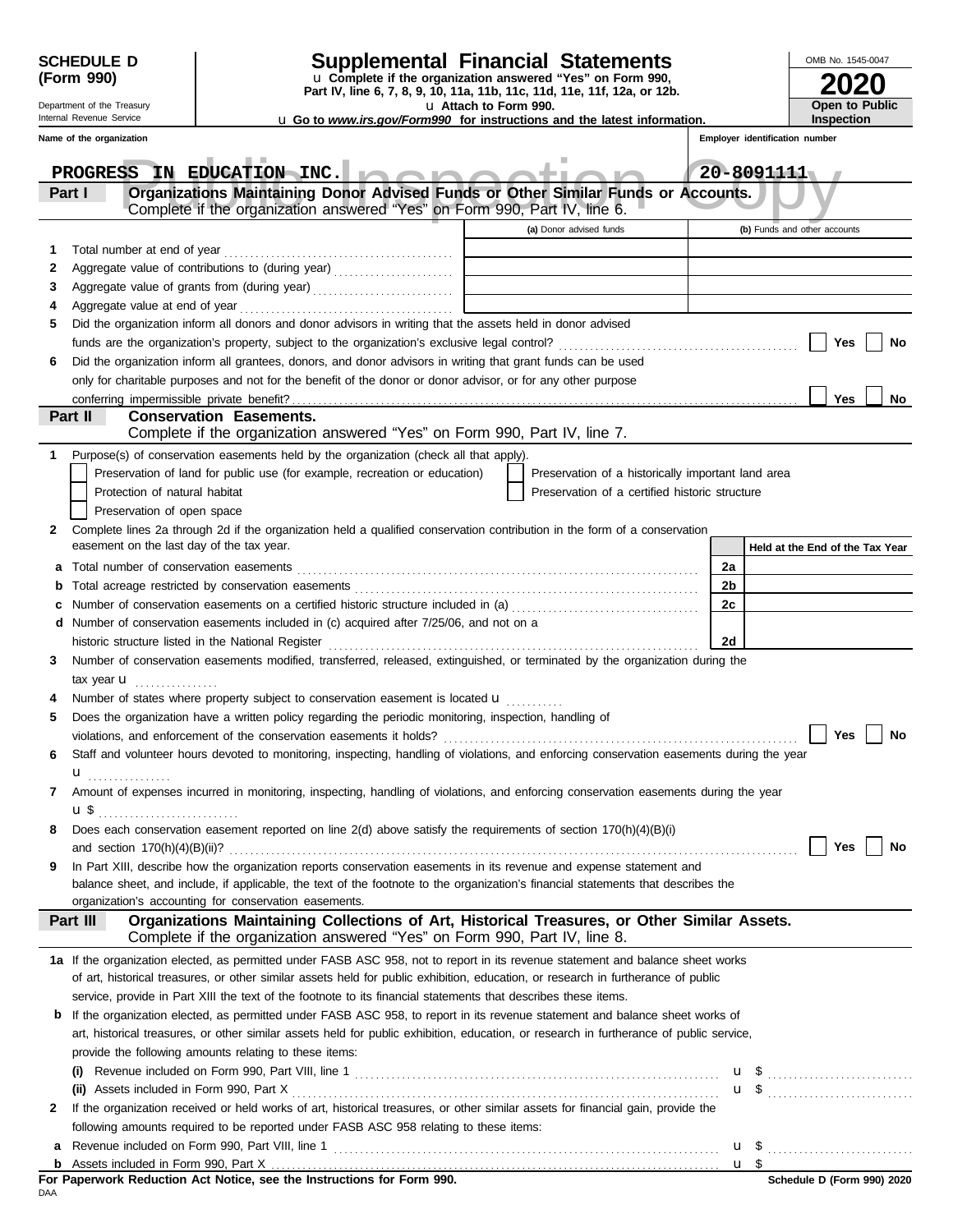**SCHEDULE D (Form 990)**

Department of the Treasury
Internal Revenue Service

# Supplemental Financial Statements

u Complete if the organization answered "Yes" on Form 990, Part IV, line 6, 7, 8, 9, 10, 11a, 11b, 11c, 11d, 11e, 11f, 12a, or 12b.
u Attach to Form 990.
u Go to *www.irs.gov/Form990* for instructions and the latest information.

OMB No. 1545-0047
**2020**
**Open to Public Inspection**

Public Inspection Copy

| Name of the organization | Employer identification number |
|---|---|
| PROGRESS IN EDUCATION INC. | 20-8091111 |

## Part I — Organizations Maintaining Donor Advised Funds or Other Similar Funds or Accounts.
Complete if the organization answered "Yes" on Form 990, Part IV, line 6.

| | | (a) Donor advised funds | (b) Funds and other accounts |
|---|---|---|---|
| 1 | Total number at end of year | | |
| 2 | Aggregate value of contributions to (during year) | | |
| 3 | Aggregate value of grants from (during year) | | |
| 4 | Aggregate value at end of year | | |

5 Did the organization inform all donors and donor advisors in writing that the assets held in donor advised funds are the organization's property, subject to the organization's exclusive legal control? ☐ Yes ☐ No

6 Did the organization inform all grantees, donors, and donor advisors in writing that grant funds can be used only for charitable purposes and not for the benefit of the donor or donor advisor, or for any other purpose conferring impermissible private benefit? ☐ Yes ☐ No

## Part II — Conservation Easements.
Complete if the organization answered "Yes" on Form 990, Part IV, line 7.

1 Purpose(s) of conservation easements held by the organization (check all that apply).

- ☐ Preservation of land for public use (for example, recreation or education)
- ☐ Preservation of a historically important land area
- ☐ Protection of natural habitat
- ☐ Preservation of a certified historic structure
- ☐ Preservation of open space

2 Complete lines 2a through 2d if the organization held a qualified conservation contribution in the form of a conservation easement on the last day of the tax year.

| | | | Held at the End of the Tax Year |
|---|---|---|---|
| a | Total number of conservation easements | 2a | |
| b | Total acreage restricted by conservation easements | 2b | |
| c | Number of conservation easements on a certified historic structure included in (a) | 2c | |
| d | Number of conservation easements included in (c) acquired after 7/25/06, and not on a historic structure listed in the National Register | 2d | |

3 Number of conservation easements modified, transferred, released, extinguished, or terminated by the organization during the tax year u

4 Number of states where property subject to conservation easement is located u

5 Does the organization have a written policy regarding the periodic monitoring, inspection, handling of violations, and enforcement of the conservation easements it holds? ☐ Yes ☐ No

6 Staff and volunteer hours devoted to monitoring, inspecting, handling of violations, and enforcing conservation easements during the year u

7 Amount of expenses incurred in monitoring, inspecting, handling of violations, and enforcing conservation easements during the year u $

8 Does each conservation easement reported on line 2(d) above satisfy the requirements of section 170(h)(4)(B)(i) and section 170(h)(4)(B)(ii)? ☐ Yes ☐ No

9 In Part XIII, describe how the organization reports conservation easements in its revenue and expense statement and balance sheet, and include, if applicable, the text of the footnote to the organization's financial statements that describes the organization's accounting for conservation easements.

## Part III — Organizations Maintaining Collections of Art, Historical Treasures, or Other Similar Assets.
Complete if the organization answered "Yes" on Form 990, Part IV, line 8.

1a If the organization elected, as permitted under FASB ASC 958, not to report in its revenue statement and balance sheet works of art, historical treasures, or other similar assets held for public exhibition, education, or research in furtherance of public service, provide in Part XIII the text of the footnote to its financial statements that describes these items.

b If the organization elected, as permitted under FASB ASC 958, to report in its revenue statement and balance sheet works of art, historical treasures, or other similar assets held for public exhibition, education, or research in furtherance of public service, provide the following amounts relating to these items:

(i) Revenue included on Form 990, Part VIII, line 1 u $

(ii) Assets included in Form 990, Part X u $

2 If the organization received or held works of art, historical treasures, or other similar assets for financial gain, provide the following amounts required to be reported under FASB ASC 958 relating to these items:

a Revenue included on Form 990, Part VIII, line 1 u $

b Assets included in Form 990, Part X u $

**For Paperwork Reduction Act Notice, see the Instructions for Form 990.**

DAA

**Schedule D (Form 990) 2020**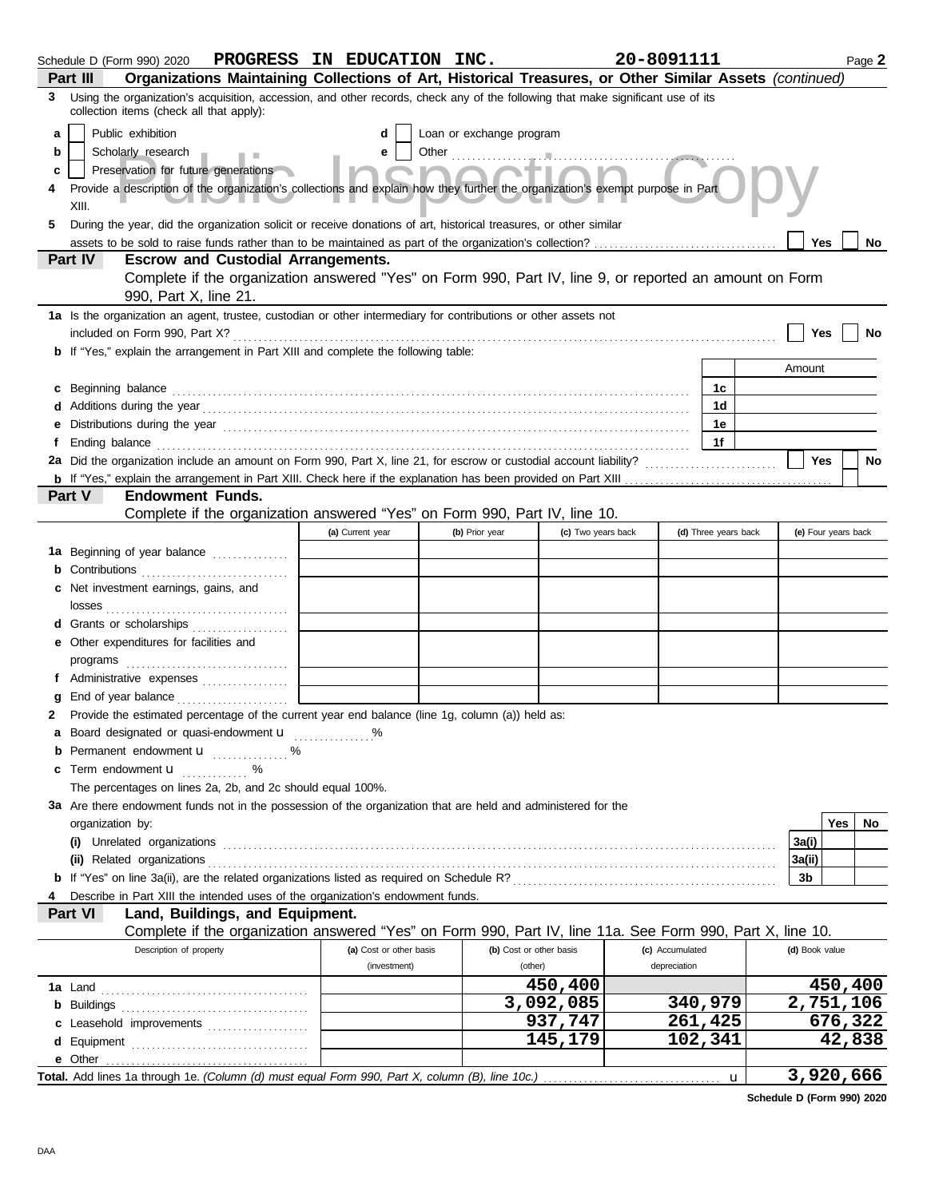Schedule D (Form 990) 2020 **PROGRESS IN EDUCATION INC.** **20-8091111** Page **2**

## Part III Organizations Maintaining Collections of Art, Historical Treasures, or Other Similar Assets *(continued)*

**3** Using the organization's acquisition, accession, and other records, check any of the following that make significant use of its collection items (check all that apply):

- **a** ☐ Public exhibition
- **b** ☐ Scholarly research
- **c** ☐ Preservation for future generations
- **d** ☐ Loan or exchange program
- **e** ☐ Other ..............................

**4** Provide a description of the organization's collections and explain how they further the organization's exempt purpose in Part XIII.

**5** During the year, did the organization solicit or receive donations of art, historical treasures, or other similar assets to be sold to raise funds rather than to be maintained as part of the organization's collection? ☐ Yes ☐ No

## Part IV Escrow and Custodial Arrangements.

Complete if the organization answered "Yes" on Form 990, Part IV, line 9, or reported an amount on Form 990, Part X, line 21.

**1a** Is the organization an agent, trustee, custodian or other intermediary for contributions or other assets not included on Form 990, Part X? ☐ Yes ☐ No

**b** If "Yes," explain the arrangement in Part XIII and complete the following table:

| | | Amount |
|---|---|---|
| **c** Beginning balance | 1c | |
| **d** Additions during the year | 1d | |
| **e** Distributions during the year | 1e | |
| **f** Ending balance | 1f | |

**2a** Did the organization include an amount on Form 990, Part X, line 21, for escrow or custodial account liability? ☐ Yes ☐ No

**b** If "Yes," explain the arrangement in Part XIII. Check here if the explanation has been provided on Part XIII ☐

## Part V Endowment Funds.

Complete if the organization answered "Yes" on Form 990, Part IV, line 10.

| | (a) Current year | (b) Prior year | (c) Two years back | (d) Three years back | (e) Four years back |
|---|---|---|---|---|---|
| **1a** Beginning of year balance | | | | | |
| **b** Contributions | | | | | |
| **c** Net investment earnings, gains, and losses | | | | | |
| **d** Grants or scholarships | | | | | |
| **e** Other expenditures for facilities and programs | | | | | |
| **f** Administrative expenses | | | | | |
| **g** End of year balance | | | | | |

**2** Provide the estimated percentage of the current year end balance (line 1g, column (a)) held as:

- **a** Board designated or quasi-endowment u ........ %
- **b** Permanent endowment u ........ %
- **c** Term endowment u ........ %

The percentages on lines 2a, 2b, and 2c should equal 100%.

**3a** Are there endowment funds not in the possession of the organization that are held and administered for the organization by:

| | | Yes | No |
|---|---|---|---|
| **(i)** Unrelated organizations | 3a(i) | | |
| **(ii)** Related organizations | 3a(ii) | | |
| **b** If "Yes" on line 3a(ii), are the related organizations listed as required on Schedule R? | 3b | | |

**4** Describe in Part XIII the intended uses of the organization's endowment funds.

## Part VI Land, Buildings, and Equipment.

Complete if the organization answered "Yes" on Form 990, Part IV, line 11a. See Form 990, Part X, line 10.

| Description of property | (a) Cost or other basis (investment) | (b) Cost or other basis (other) | (c) Accumulated depreciation | (d) Book value |
|---|---|---|---|---|
| **1a** Land | | 450,400 | | 450,400 |
| **b** Buildings | | 3,092,085 | 340,979 | 2,751,106 |
| **c** Leasehold improvements | | 937,747 | 261,425 | 676,322 |
| **d** Equipment | | 145,179 | 102,341 | 42,838 |
| **e** Other | | | | |
| **Total.** Add lines 1a through 1e. *(Column (d) must equal Form 990, Part X, column (B), line 10c.)* u | | | | 3,920,666 |

**Schedule D (Form 990) 2020**

DAA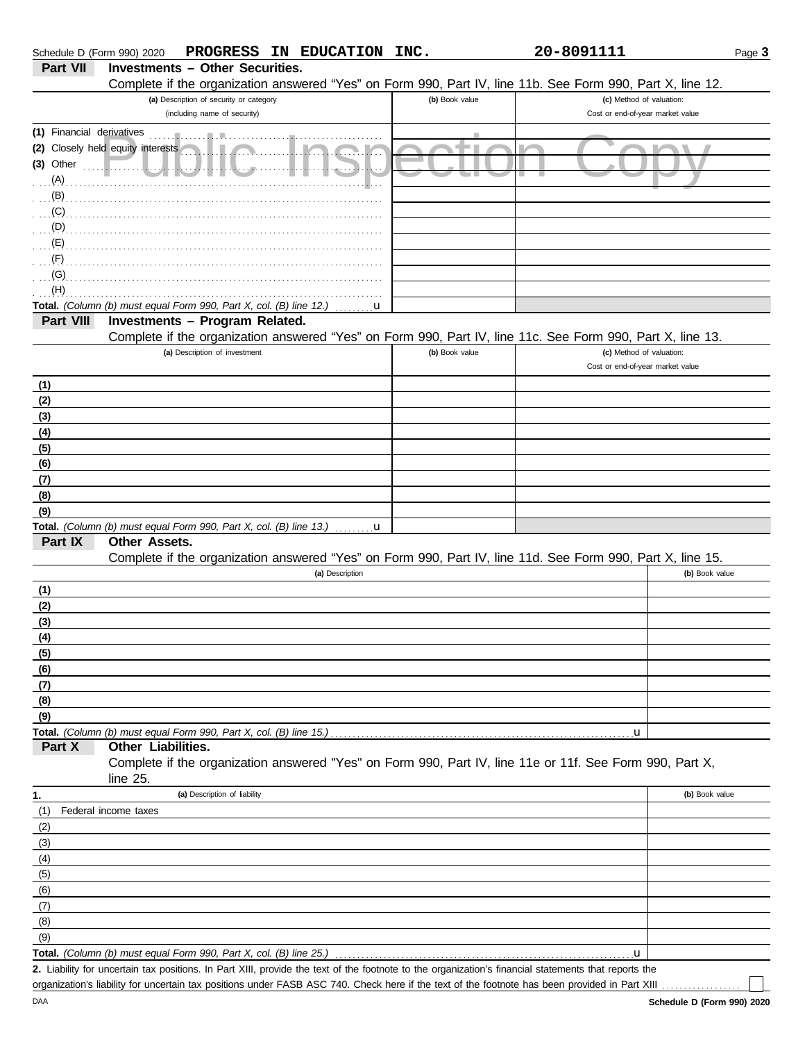Schedule D (Form 990) 2020 **PROGRESS IN EDUCATION INC.** **20-8091111** Page **3**

## Part VII Investments – Other Securities.

Complete if the organization answered "Yes" on Form 990, Part IV, line 11b. See Form 990, Part X, line 12.

| (a) Description of security or category (including name of security) | (b) Book value | (c) Method of valuation: Cost or end-of-year market value |
|---|---|---|
| (1) Financial derivatives | | |
| (2) Closely held equity interests | | |
| (3) Other | | |
| (A) | | |
| (B) | | |
| (C) | | |
| (D) | | |
| (E) | | |
| (F) | | |
| (G) | | |
| (H) | | |
| **Total.** *(Column (b) must equal Form 990, Part X, col. (B) line 12.)* u | | |

## Part VIII Investments – Program Related.

Complete if the organization answered "Yes" on Form 990, Part IV, line 11c. See Form 990, Part X, line 13.

| (a) Description of investment | (b) Book value | (c) Method of valuation: Cost or end-of-year market value |
|---|---|---|
| (1) | | |
| (2) | | |
| (3) | | |
| (4) | | |
| (5) | | |
| (6) | | |
| (7) | | |
| (8) | | |
| (9) | | |
| **Total.** *(Column (b) must equal Form 990, Part X, col. (B) line 13.)* u | | |

## Part IX Other Assets.

Complete if the organization answered "Yes" on Form 990, Part IV, line 11d. See Form 990, Part X, line 15.

| (a) Description | (b) Book value |
|---|---|
| (1) | |
| (2) | |
| (3) | |
| (4) | |
| (5) | |
| (6) | |
| (7) | |
| (8) | |
| (9) | |
| **Total.** *(Column (b) must equal Form 990, Part X, col. (B) line 15.)* u | |

## Part X Other Liabilities.

Complete if the organization answered "Yes" on Form 990, Part IV, line 11e or 11f. See Form 990, Part X, line 25.

| 1. (a) Description of liability | (b) Book value |
|---|---|
| (1) Federal income taxes | |
| (2) | |
| (3) | |
| (4) | |
| (5) | |
| (6) | |
| (7) | |
| (8) | |
| (9) | |
| **Total.** *(Column (b) must equal Form 990, Part X, col. (B) line 25.)* u | |

**2.** Liability for uncertain tax positions. In Part XIII, provide the text of the footnote to the organization's financial statements that reports the organization's liability for uncertain tax positions under FASB ASC 740. Check here if the text of the footnote has been provided in Part XIII ☐

DAA **Schedule D (Form 990) 2020**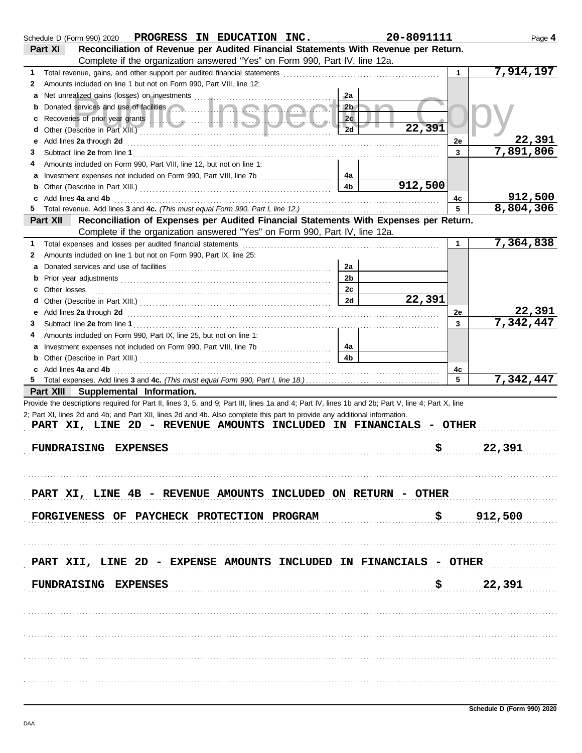Schedule D (Form 990) 2020 **PROGRESS IN EDUCATION INC.** **20-8091111** Page **4**

## Part XI Reconciliation of Revenue per Audited Financial Statements With Revenue per Return.

Complete if the organization answered "Yes" on Form 990, Part IV, line 12a.

| | | | | | |
|---|---|---|---|---|---|
| **1** | Total revenue, gains, and other support per audited financial statements | | | 1 | 7,914,197 |
| **2** | Amounts included on line 1 but not on Form 990, Part VIII, line 12: | | | | |
| **a** | Net unrealized gains (losses) on investments | 2a | | | |
| **b** | Donated services and use of facilities | 2b | | | |
| **c** | Recoveries of prior year grants | 2c | | | |
| **d** | Other (Describe in Part XIII.) | 2d | 22,391 | | |
| **e** | Add lines **2a** through **2d** | | | 2e | 22,391 |
| **3** | Subtract line **2e** from line **1** | | | 3 | 7,891,806 |
| **4** | Amounts included on Form 990, Part VIII, line 12, but not on line 1: | | | | |
| **a** | Investment expenses not included on Form 990, Part VIII, line 7b | 4a | | | |
| **b** | Other (Describe in Part XIII.) | 4b | 912,500 | | |
| **c** | Add lines **4a** and **4b** | | | 4c | 912,500 |
| **5** | Total revenue. Add lines **3** and **4c.** *(This must equal Form 990, Part I, line 12.)* | | | 5 | 8,804,306 |

## Part XII Reconciliation of Expenses per Audited Financial Statements With Expenses per Return.

Complete if the organization answered "Yes" on Form 990, Part IV, line 12a.

| | | | | | |
|---|---|---|---|---|---|
| **1** | Total expenses and losses per audited financial statements | | | 1 | 7,364,838 |
| **2** | Amounts included on line 1 but not on Form 990, Part IX, line 25: | | | | |
| **a** | Donated services and use of facilities | 2a | | | |
| **b** | Prior year adjustments | 2b | | | |
| **c** | Other losses | 2c | | | |
| **d** | Other (Describe in Part XIII.) | 2d | 22,391 | | |
| **e** | Add lines **2a** through **2d** | | | 2e | 22,391 |
| **3** | Subtract line **2e** from line **1** | | | 3 | 7,342,447 |
| **4** | Amounts included on Form 990, Part IX, line 25, but not on line 1: | | | | |
| **a** | Investment expenses not included on Form 990, Part VIII, line 7b | 4a | | | |
| **b** | Other (Describe in Part XIII.) | 4b | | | |
| **c** | Add lines **4a** and **4b** | | | 4c | |
| **5** | Total expenses. Add lines **3** and **4c.** *(This must equal Form 990, Part I, line 18.)* | | | 5 | 7,342,447 |

## Part XIII Supplemental Information.

Provide the descriptions required for Part II, lines 3, 5, and 9; Part III, lines 1a and 4; Part IV, lines 1b and 2b; Part V, line 4; Part X, line 2; Part XI, lines 2d and 4b; and Part XII, lines 2d and 4b. Also complete this part to provide any additional information.

PART XI, LINE 2D - REVENUE AMOUNTS INCLUDED IN FINANCIALS - OTHER

FUNDRAISING EXPENSES $ 22,391

PART XI, LINE 4B - REVENUE AMOUNTS INCLUDED ON RETURN - OTHER

FORGIVENESS OF PAYCHECK PROTECTION PROGRAM $ 912,500

PART XII, LINE 2D - EXPENSE AMOUNTS INCLUDED IN FINANCIALS - OTHER

FUNDRAISING EXPENSES $ 22,391

**Schedule D (Form 990) 2020**

DAA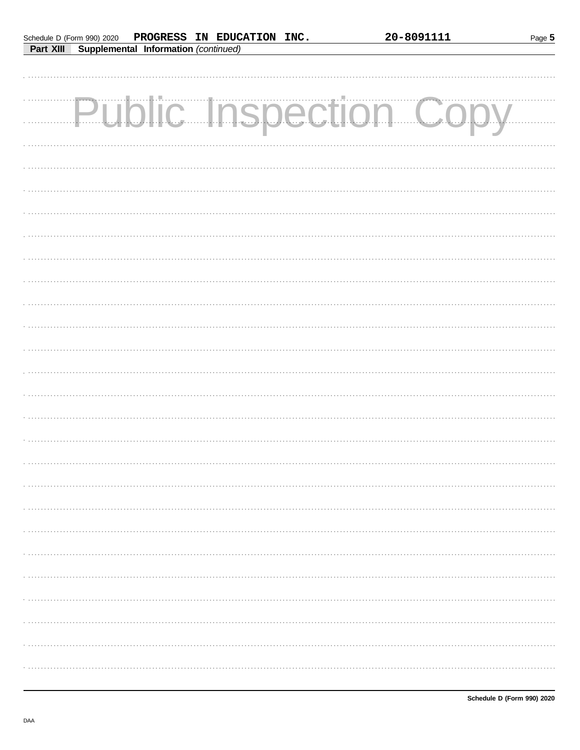Schedule D (Form 990) 2020 PROGRESS IN EDUCATION INC. 20-8091111 Page 5

**Part XIII Supplemental Information** *(continued)*

Public Inspection Copy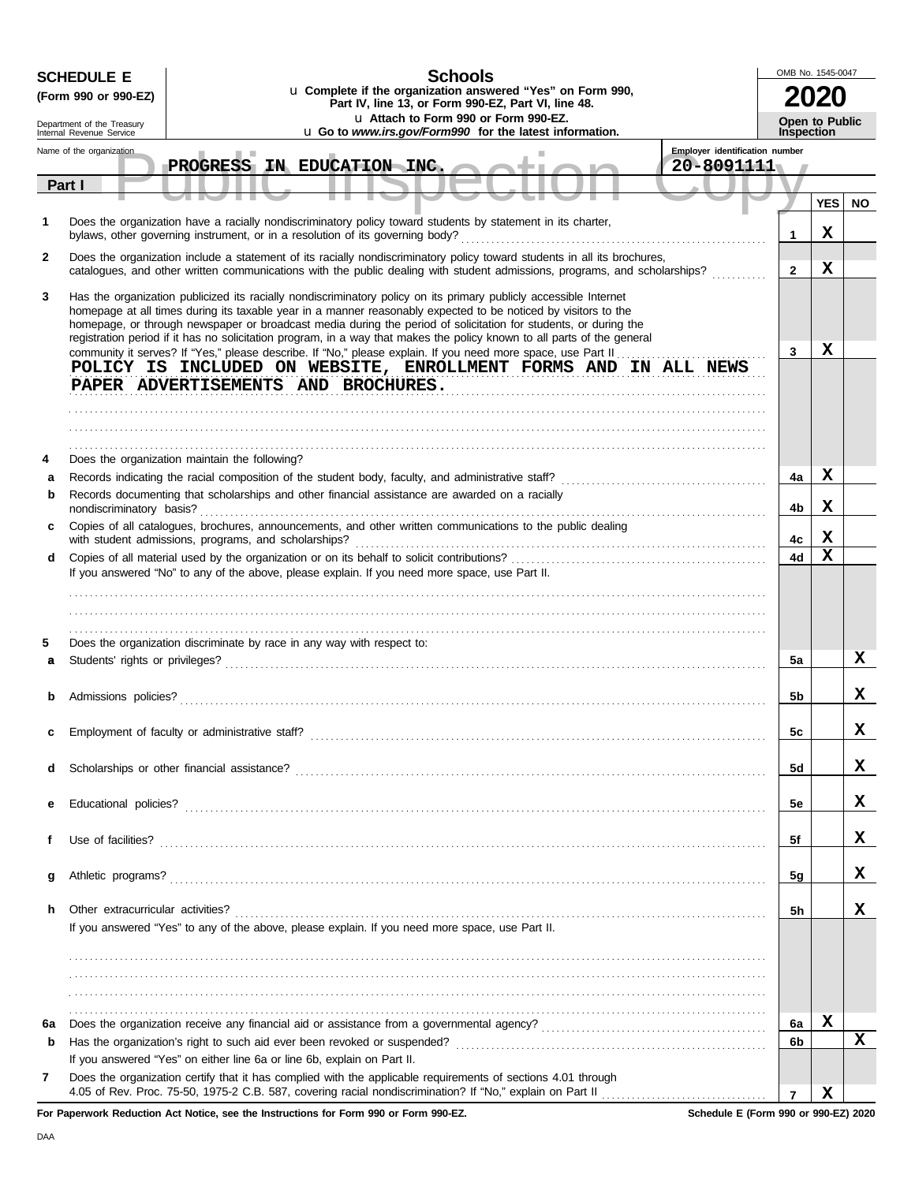# SCHEDULE E (Form 990 or 990-EZ)

Department of the Treasury
Internal Revenue Service

## Schools

u Complete if the organization answered "Yes" on Form 990, Part IV, line 13, or Form 990-EZ, Part VI, line 48.
u Attach to Form 990 or Form 990-EZ.
u Go to *www.irs.gov/Form990* for the latest information.

OMB No. 1545-0047

**2020**

**Open to Public Inspection**

Public Inspection Copy

| Name of the organization | Employer identification number |
|---|---|
| PROGRESS IN EDUCATION INC. | 20-8091111 |

## Part I

| | | | YES | NO |
|---|---|---|---|---|
| 1 | Does the organization have a racially nondiscriminatory policy toward students by statement in its charter, bylaws, other governing instrument, or in a resolution of its governing body? | 1 | X | |
| 2 | Does the organization include a statement of its racially nondiscriminatory policy toward students in all its brochures, catalogues, and other written communications with the public dealing with student admissions, programs, and scholarships? | 2 | X | |
| 3 | Has the organization publicized its racially nondiscriminatory policy on its primary publicly accessible Internet homepage at all times during its taxable year in a manner reasonably expected to be noticed by visitors to the homepage, or through newspaper or broadcast media during the period of solicitation for students, or during the registration period if it has no solicitation program, in a way that makes the policy known to all parts of the general community it serves? If "Yes," please describe. If "No," please explain. If you need more space, use Part II | 3 | X | |
| | POLICY IS INCLUDED ON WEBSITE, ENROLLMENT FORMS AND IN ALL NEWS PAPER ADVERTISEMENTS AND BROCHURES. | | | |
| 4 | Does the organization maintain the following? | | | |
| a | Records indicating the racial composition of the student body, faculty, and administrative staff? | 4a | X | |
| b | Records documenting that scholarships and other financial assistance are awarded on a racially nondiscriminatory basis? | 4b | X | |
| c | Copies of all catalogues, brochures, announcements, and other written communications to the public dealing with student admissions, programs, and scholarships? | 4c | X | |
| d | Copies of all material used by the organization or on its behalf to solicit contributions? | 4d | X | |
| | If you answered "No" to any of the above, please explain. If you need more space, use Part II. | | | |
| 5 | Does the organization discriminate by race in any way with respect to: | | | |
| a | Students' rights or privileges? | 5a | | X |
| b | Admissions policies? | 5b | | X |
| c | Employment of faculty or administrative staff? | 5c | | X |
| d | Scholarships or other financial assistance? | 5d | | X |
| e | Educational policies? | 5e | | X |
| f | Use of facilities? | 5f | | X |
| g | Athletic programs? | 5g | | X |
| h | Other extracurricular activities? | 5h | | X |
| | If you answered "Yes" to any of the above, please explain. If you need more space, use Part II. | | | |
| 6a | Does the organization receive any financial aid or assistance from a governmental agency? | 6a | X | |
| b | Has the organization's right to such aid ever been revoked or suspended? | 6b | | X |
| | If you answered "Yes" on either line 6a or line 6b, explain on Part II. | | | |
| 7 | Does the organization certify that it has complied with the applicable requirements of sections 4.01 through 4.05 of Rev. Proc. 75-50, 1975-2 C.B. 587, covering racial nondiscrimination? If "No," explain on Part II | 7 | X | |

**For Paperwork Reduction Act Notice, see the Instructions for Form 990 or Form 990-EZ.** **Schedule E (Form 990 or 990-EZ) 2020**

DAA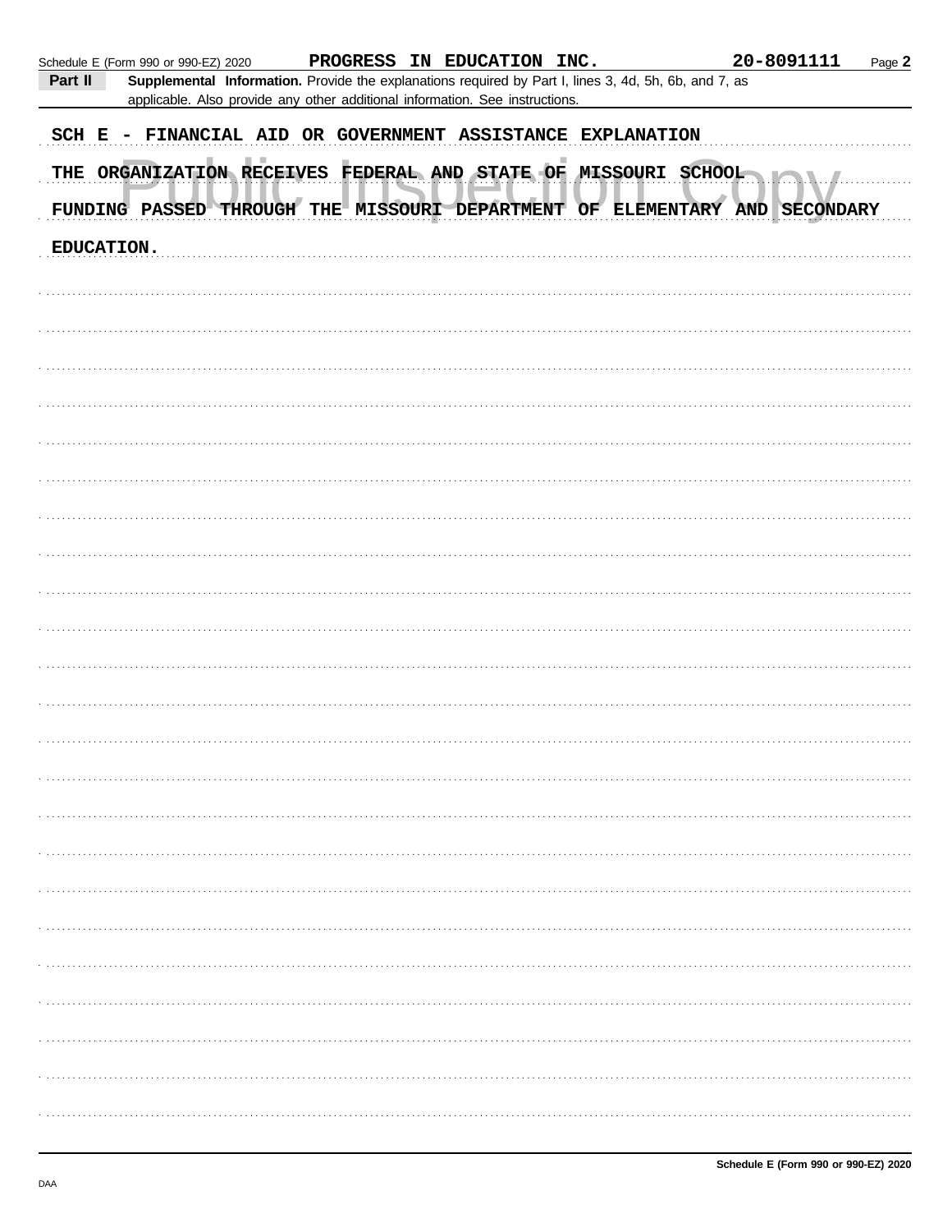Schedule E (Form 990 or 990-EZ) 2020 PROGRESS IN EDUCATION INC. 20-8091111 Page 2

**Part II** **Supplemental Information.** Provide the explanations required by Part I, lines 3, 4d, 5h, 6b, and 7, as applicable. Also provide any other additional information. See instructions.

SCH E - FINANCIAL AID OR GOVERNMENT ASSISTANCE EXPLANATION

THE ORGANIZATION RECEIVES FEDERAL AND STATE OF MISSOURI SCHOOL FUNDING PASSED THROUGH THE MISSOURI DEPARTMENT OF ELEMENTARY AND SECONDARY EDUCATION.

Schedule E (Form 990 or 990-EZ) 2020

DAA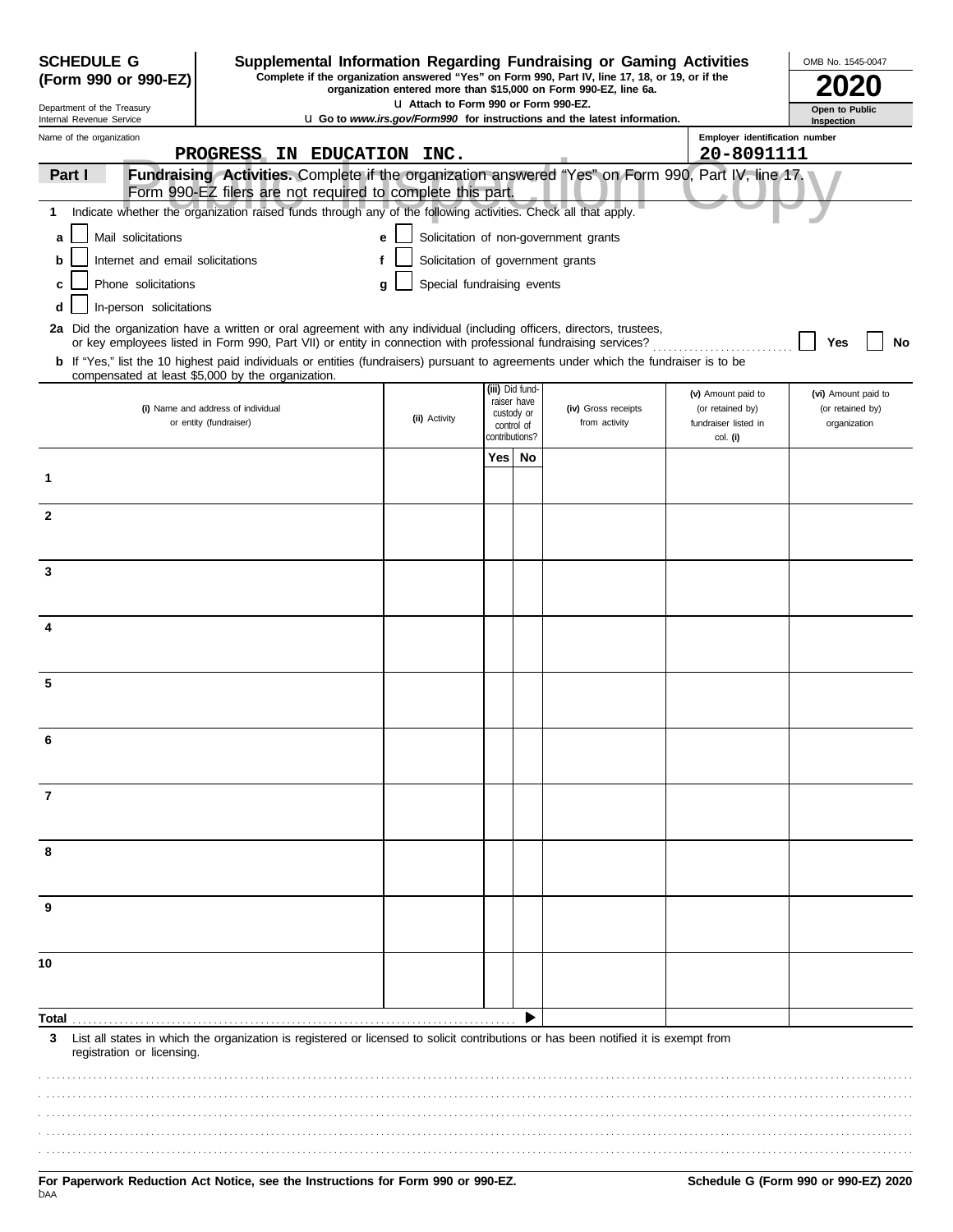**SCHEDULE G (Form 990 or 990-EZ)**

Department of the Treasury
Internal Revenue Service

# Supplemental Information Regarding Fundraising or Gaming Activities

**Complete if the organization answered "Yes" on Form 990, Part IV, line 17, 18, or 19, or if the organization entered more than $15,000 on Form 990-EZ, line 6a.**

u Attach to Form 990 or Form 990-EZ.

u Go to *www.irs.gov/Form990* for instructions and the latest information.

OMB No. 1545-0047

**2020**

**Open to Public Inspection**

Name of the organization: **PROGRESS IN EDUCATION INC.**

Employer identification number: **20-8091111**

**Part I** **Fundraising Activities.** Complete if the organization answered "Yes" on Form 990, Part IV, line 17. Form 990-EZ filers are not required to complete this part.

**1** Indicate whether the organization raised funds through any of the following activities. Check all that apply.

- **a** ☐ Mail solicitations
- **b** ☐ Internet and email solicitations
- **c** ☐ Phone solicitations
- **d** ☐ In-person solicitations
- **e** ☐ Solicitation of non-government grants
- **f** ☐ Solicitation of government grants
- **g** ☐ Special fundraising events

**2a** Did the organization have a written or oral agreement with any individual (including officers, directors, trustees, or key employees listed in Form 990, Part VII) or entity in connection with professional fundraising services? ☐ **Yes** ☐ **No**

**b** If "Yes," list the 10 highest paid individuals or entities (fundraisers) pursuant to agreements under which the fundraiser is to be compensated at least $5,000 by the organization.

| | (i) Name and address of individual or entity (fundraiser) | (ii) Activity | (iii) Did fundraiser have custody or control of contributions? Yes | No | (iv) Gross receipts from activity | (v) Amount paid to (or retained by) fundraiser listed in col. (i) | (vi) Amount paid to (or retained by) organization |
|---|---|---|---|---|---|---|---|
| 1 | | | | | | | |
| 2 | | | | | | | |
| 3 | | | | | | | |
| 4 | | | | | | | |
| 5 | | | | | | | |
| 6 | | | | | | | |
| 7 | | | | | | | |
| 8 | | | | | | | |
| 9 | | | | | | | |
| 10 | | | | | | | |
| **Total** | | | | ▶ | | | |

**3** List all states in which the organization is registered or licensed to solicit contributions or has been notified it is exempt from registration or licensing.

**For Paperwork Reduction Act Notice, see the Instructions for Form 990 or 990-EZ.**

**Schedule G (Form 990 or 990-EZ) 2020**

DAA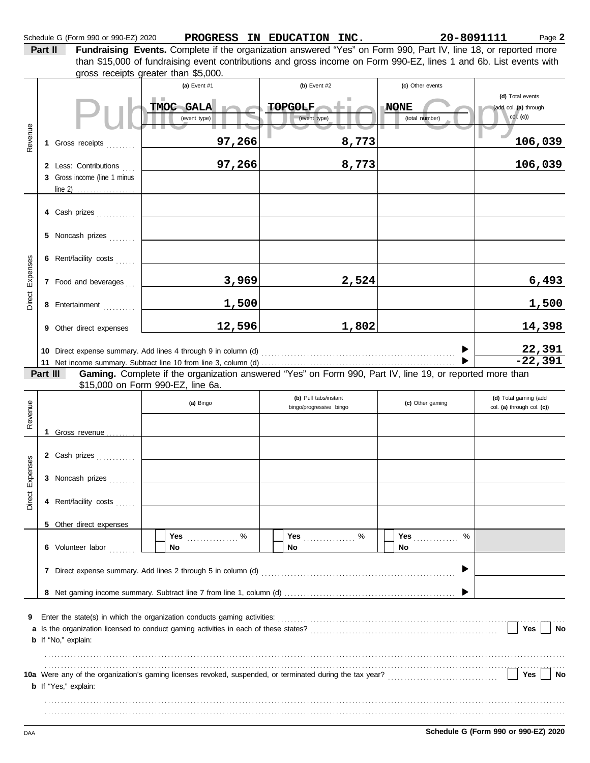Schedule G (Form 990 or 990-EZ) 2020 **PROGRESS IN EDUCATION INC.** **20-8091111** Page **2**

**Part II** **Fundraising Events.** Complete if the organization answered "Yes" on Form 990, Part IV, line 18, or reported more than $15,000 of fundraising event contributions and gross income on Form 990-EZ, lines 1 and 6b. List events with gross receipts greater than $5,000.

| | | (a) Event #1 | (b) Event #2 | (c) Other events | (d) Total events (add col. (a) through col. (c)) |
|---|---|---|---|---|---|
| | | TMOC GALA (event type) | TOPGOLF (event type) | NONE (total number) | |
| Revenue | 1 Gross receipts | 97,266 | 8,773 | | 106,039 |
| | 2 Less: Contributions | 97,266 | 8,773 | | 106,039 |
| | 3 Gross income (line 1 minus line 2) | | | | |
| Direct Expenses | 4 Cash prizes | | | | |
| | 5 Noncash prizes | | | | |
| | 6 Rent/facility costs | | | | |
| | 7 Food and beverages | 3,969 | 2,524 | | 6,493 |
| | 8 Entertainment | 1,500 | | | 1,500 |
| | 9 Other direct expenses | 12,596 | 1,802 | | 14,398 |
| | 10 Direct expense summary. Add lines 4 through 9 in column (d) | | | | 22,391 |
| | 11 Net income summary. Subtract line 10 from line 3, column (d) | | | | -22,391 |

**Part III** **Gaming.** Complete if the organization answered "Yes" on Form 990, Part IV, line 19, or reported more than $15,000 on Form 990-EZ, line 6a.

| | | (a) Bingo | (b) Pull tabs/instant bingo/progressive bingo | (c) Other gaming | (d) Total gaming (add col. (a) through col. (c)) |
|---|---|---|---|---|---|
| Revenue | 1 Gross revenue | | | | |
| Direct Expenses | 2 Cash prizes | | | | |
| | 3 Noncash prizes | | | | |
| | 4 Rent/facility costs | | | | |
| | 5 Other direct expenses | | | | |
| | 6 Volunteer labor | ☐ Yes ..... % ☐ No | ☐ Yes ..... % ☐ No | ☐ Yes ..... % ☐ No | |
| | 7 Direct expense summary. Add lines 2 through 5 in column (d) | | | | |
| | 8 Net gaming income summary. Subtract line 7 from line 1, column (d) | | | | |

9 Enter the state(s) in which the organization conducts gaming activities:

a Is the organization licensed to conduct gaming activities in each of these states? ☐ Yes ☐ No

b If "No," explain:

10a Were any of the organization's gaming licenses revoked, suspended, or terminated during the tax year? ☐ Yes ☐ No

b If "Yes," explain:

DAA **Schedule G (Form 990 or 990-EZ) 2020**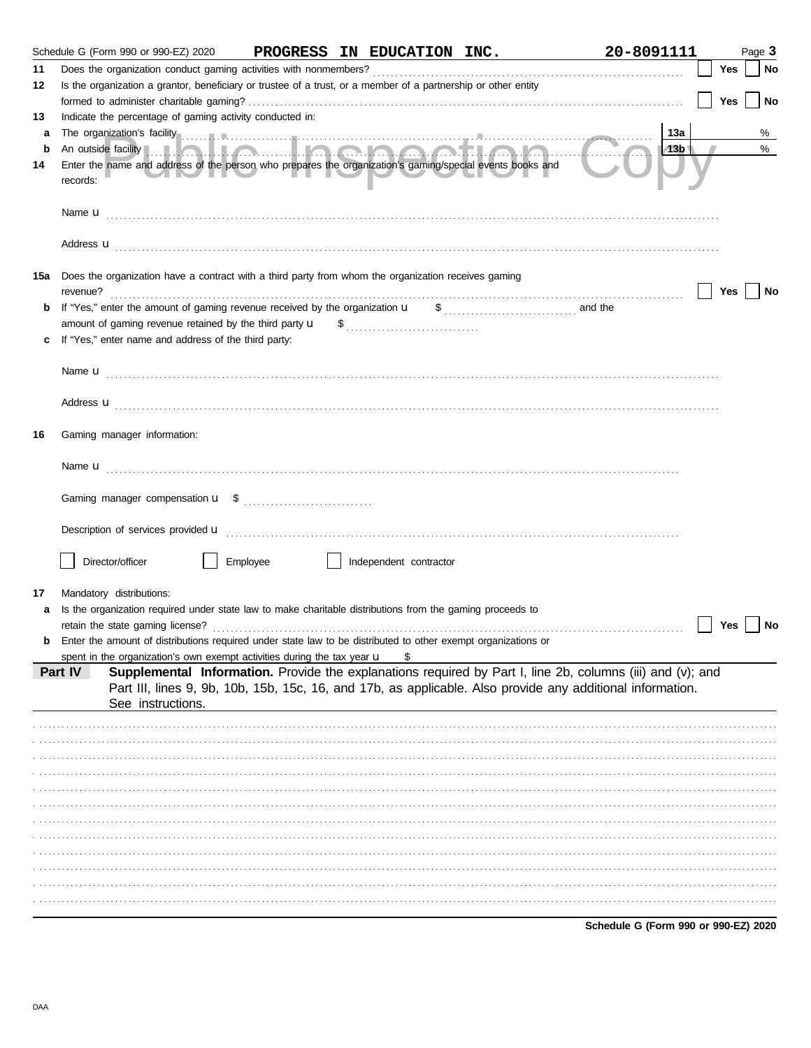Schedule G (Form 990 or 990-EZ) 2020 **PROGRESS IN EDUCATION INC.** **20-8091111** Page **3**

**11** Does the organization conduct gaming activities with nonmembers? ☐ Yes ☐ No

**12** Is the organization a grantor, beneficiary or trustee of a trust, or a member of a partnership or other entity formed to administer charitable gaming? ☐ Yes ☐ No

**13** Indicate the percentage of gaming activity conducted in:

**a** The organization's facility **13a** %

**b** An outside facility **13b** %

**14** Enter the name and address of the person who prepares the organization's gaming/special events books and records:

Name u

Address u

**15a** Does the organization have a contract with a third party from whom the organization receives gaming revenue? ☐ Yes ☐ No

**b** If "Yes," enter the amount of gaming revenue received by the organization u $ ........ and the amount of gaming revenue retained by the third party u $ ........

**c** If "Yes," enter name and address of the third party:

Name u

Address u

**16** Gaming manager information:

Name u

Gaming manager compensation u $

Description of services provided u

☐ Director/officer ☐ Employee ☐ Independent contractor

**17** Mandatory distributions:

**a** Is the organization required under state law to make charitable distributions from the gaming proceeds to retain the state gaming license? ☐ Yes ☐ No

**b** Enter the amount of distributions required under state law to be distributed to other exempt organizations or spent in the organization's own exempt activities during the tax year u $

**Part IV** **Supplemental Information.** Provide the explanations required by Part I, line 2b, columns (iii) and (v); and Part III, lines 9, 9b, 10b, 15b, 15c, 16, and 17b, as applicable. Also provide any additional information. See instructions.

**Schedule G (Form 990 or 990-EZ) 2020**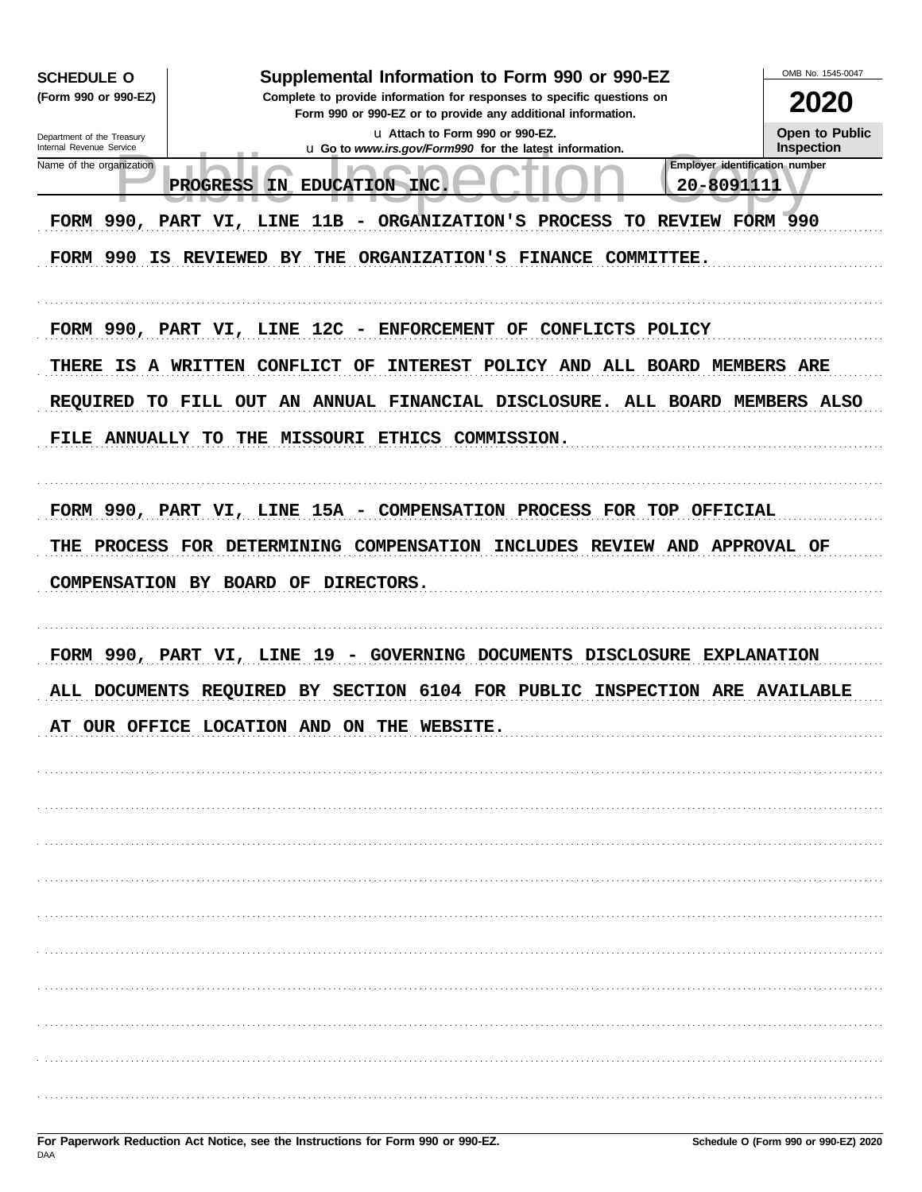**SCHEDULE O** (Form 990 or 990-EZ)

Department of the Treasury
Internal Revenue Service

# Supplemental Information to Form 990 or 990-EZ

**Complete to provide information for responses to specific questions on Form 990 or 990-EZ or to provide any additional information.**

u Attach to Form 990 or 990-EZ.

u Go to *www.irs.gov/Form990* for the latest information.

OMB No. 1545-0047

**2020**

**Open to Public Inspection**

Name of the organization: PROGRESS IN EDUCATION INC.

Employer identification number: 20-8091111

FORM 990, PART VI, LINE 11B - ORGANIZATION'S PROCESS TO REVIEW FORM 990

FORM 990 IS REVIEWED BY THE ORGANIZATION'S FINANCE COMMITTEE.

FORM 990, PART VI, LINE 12C - ENFORCEMENT OF CONFLICTS POLICY

THERE IS A WRITTEN CONFLICT OF INTEREST POLICY AND ALL BOARD MEMBERS ARE REQUIRED TO FILL OUT AN ANNUAL FINANCIAL DISCLOSURE. ALL BOARD MEMBERS ALSO FILE ANNUALLY TO THE MISSOURI ETHICS COMMISSION.

FORM 990, PART VI, LINE 15A - COMPENSATION PROCESS FOR TOP OFFICIAL

THE PROCESS FOR DETERMINING COMPENSATION INCLUDES REVIEW AND APPROVAL OF COMPENSATION BY BOARD OF DIRECTORS.

FORM 990, PART VI, LINE 19 - GOVERNING DOCUMENTS DISCLOSURE EXPLANATION

ALL DOCUMENTS REQUIRED BY SECTION 6104 FOR PUBLIC INSPECTION ARE AVAILABLE AT OUR OFFICE LOCATION AND ON THE WEBSITE.

**For Paperwork Reduction Act Notice, see the Instructions for Form 990 or 990-EZ.**

DAA

**Schedule O (Form 990 or 990-EZ) 2020**